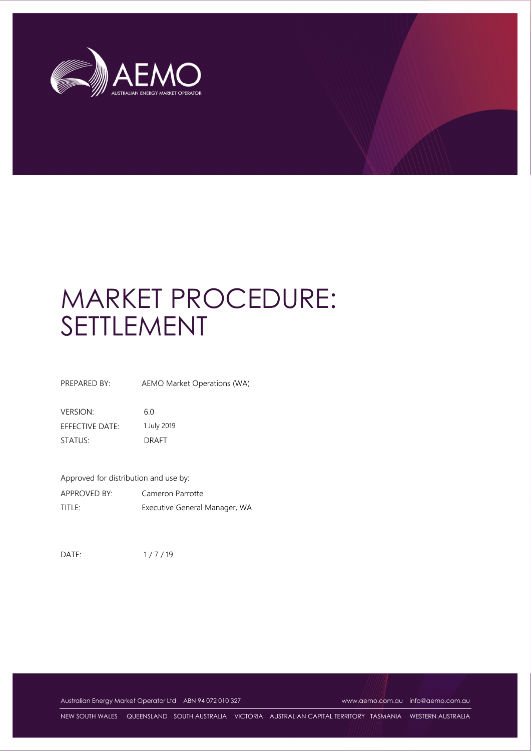# MARKET PROCEDURE: SETTLEMENT

| | |
|---|---|
| PREPARED BY: | AEMO Market Operations (WA) |
| VERSION: | 6.0 |
| EFFECTIVE DATE: | 1 July 2019 |
| STATUS: | DRAFT |

Approved for distribution and use by:

| | |
|---|---|
| APPROVED BY: | Cameron Parrotte |
| TITLE: | Executive General Manager, WA |

DATE: 1 / 7 / 19

Australian Energy Market Operator Ltd ABN 94 072 010 327 www.aemo.com.au info@aemo.com.au

NEW SOUTH WALES QUEENSLAND SOUTH AUSTRALIA VICTORIA AUSTRALIAN CAPITAL TERRITORY TASMANIA WESTERN AUSTRALIA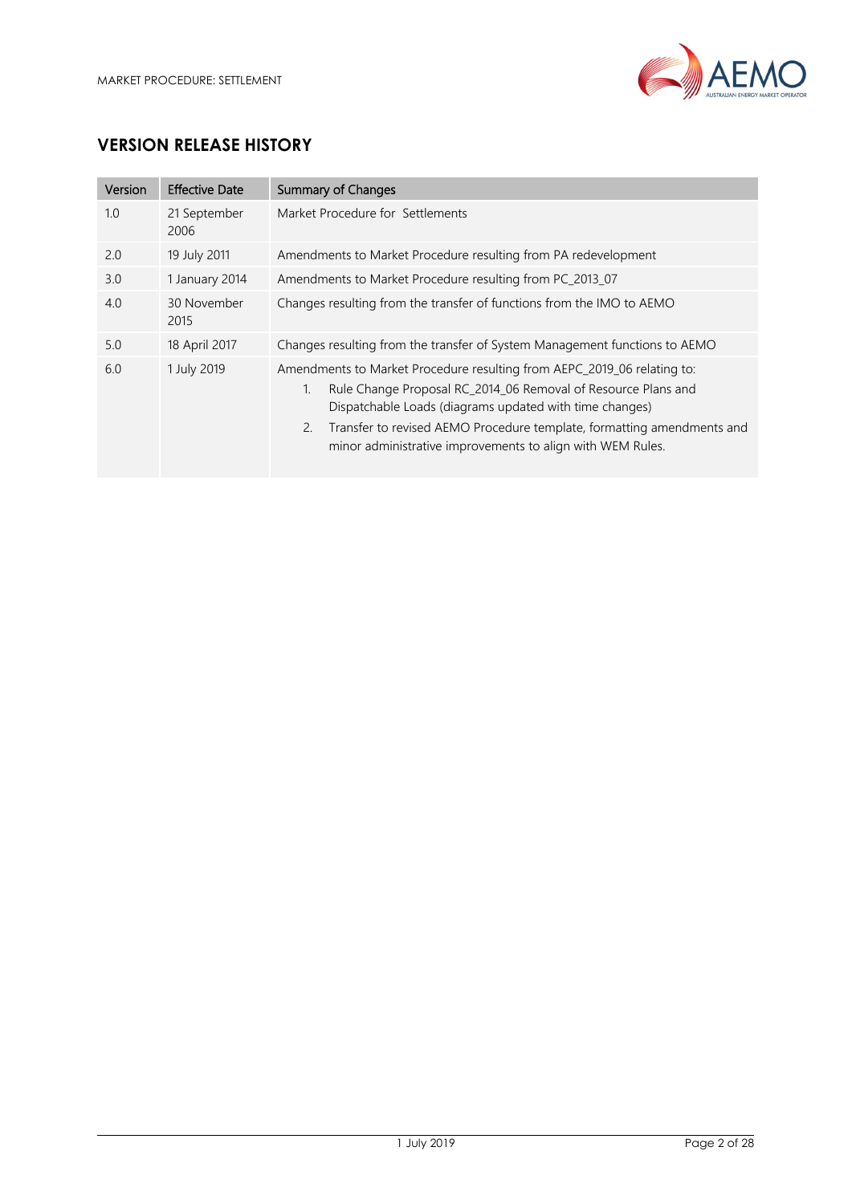## VERSION RELEASE HISTORY

| Version | Effective Date | Summary of Changes |
|---|---|---|
| 1.0 | 21 September 2006 | Market Procedure for Settlements |
| 2.0 | 19 July 2011 | Amendments to Market Procedure resulting from PA redevelopment |
| 3.0 | 1 January 2014 | Amendments to Market Procedure resulting from PC_2013_07 |
| 4.0 | 30 November 2015 | Changes resulting from the transfer of functions from the IMO to AEMO |
| 5.0 | 18 April 2017 | Changes resulting from the transfer of System Management functions to AEMO |
| 6.0 | 1 July 2019 | Amendments to Market Procedure resulting from AEPC_2019_06 relating to: 1. Rule Change Proposal RC_2014_06 Removal of Resource Plans and Dispatchable Loads (diagrams updated with time changes) 2. Transfer to revised AEMO Procedure template, formatting amendments and minor administrative improvements to align with WEM Rules. |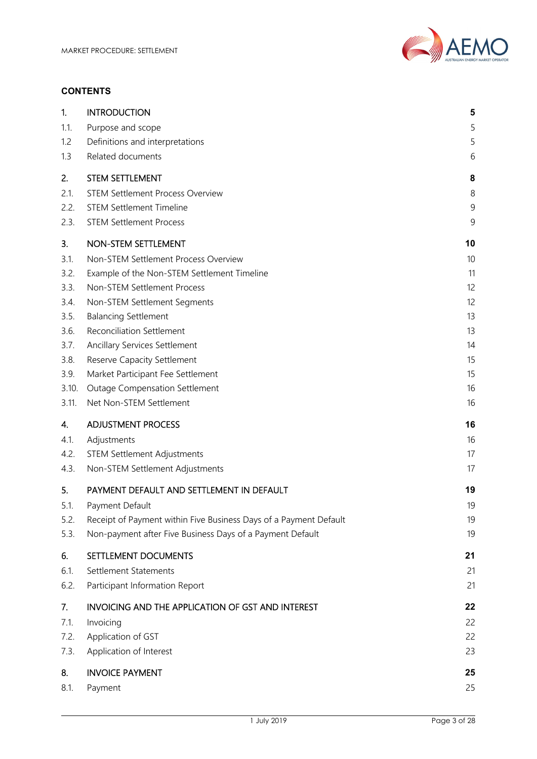**CONTENTS**

| | | |
|---|---|---|
| **1.** | **INTRODUCTION** | **5** |
| 1.1. | Purpose and scope | 5 |
| 1.2 | Definitions and interpretations | 5 |
| 1.3 | Related documents | 6 |
| **2.** | **STEM SETTLEMENT** | **8** |
| 2.1. | STEM Settlement Process Overview | 8 |
| 2.2. | STEM Settlement Timeline | 9 |
| 2.3. | STEM Settlement Process | 9 |
| **3.** | **NON-STEM SETTLEMENT** | **10** |
| 3.1. | Non-STEM Settlement Process Overview | 10 |
| 3.2. | Example of the Non-STEM Settlement Timeline | 11 |
| 3.3. | Non-STEM Settlement Process | 12 |
| 3.4. | Non-STEM Settlement Segments | 12 |
| 3.5. | Balancing Settlement | 13 |
| 3.6. | Reconciliation Settlement | 13 |
| 3.7. | Ancillary Services Settlement | 14 |
| 3.8. | Reserve Capacity Settlement | 15 |
| 3.9. | Market Participant Fee Settlement | 15 |
| 3.10. | Outage Compensation Settlement | 16 |
| 3.11. | Net Non-STEM Settlement | 16 |
| **4.** | **ADJUSTMENT PROCESS** | **16** |
| 4.1. | Adjustments | 16 |
| 4.2. | STEM Settlement Adjustments | 17 |
| 4.3. | Non-STEM Settlement Adjustments | 17 |
| **5.** | **PAYMENT DEFAULT AND SETTLEMENT IN DEFAULT** | **19** |
| 5.1. | Payment Default | 19 |
| 5.2. | Receipt of Payment within Five Business Days of a Payment Default | 19 |
| 5.3. | Non-payment after Five Business Days of a Payment Default | 19 |
| **6.** | **SETTLEMENT DOCUMENTS** | **21** |
| 6.1. | Settlement Statements | 21 |
| 6.2. | Participant Information Report | 21 |
| **7.** | **INVOICING AND THE APPLICATION OF GST AND INTEREST** | **22** |
| 7.1. | Invoicing | 22 |
| 7.2. | Application of GST | 22 |
| 7.3. | Application of Interest | 23 |
| **8.** | **INVOICE PAYMENT** | **25** |
| 8.1. | Payment | 25 |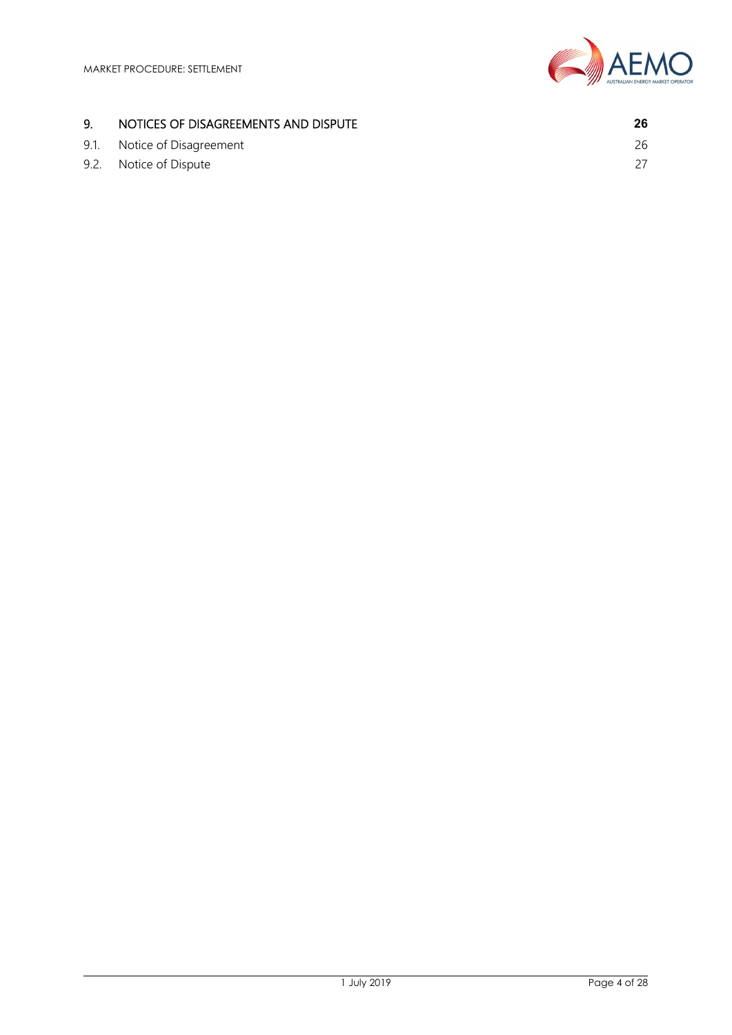| | | |
|---|---|---|
| **9.** | **NOTICES OF DISAGREEMENTS AND DISPUTE** | **26** |
| 9.1. | Notice of Disagreement | 26 |
| 9.2. | Notice of Dispute | 27 |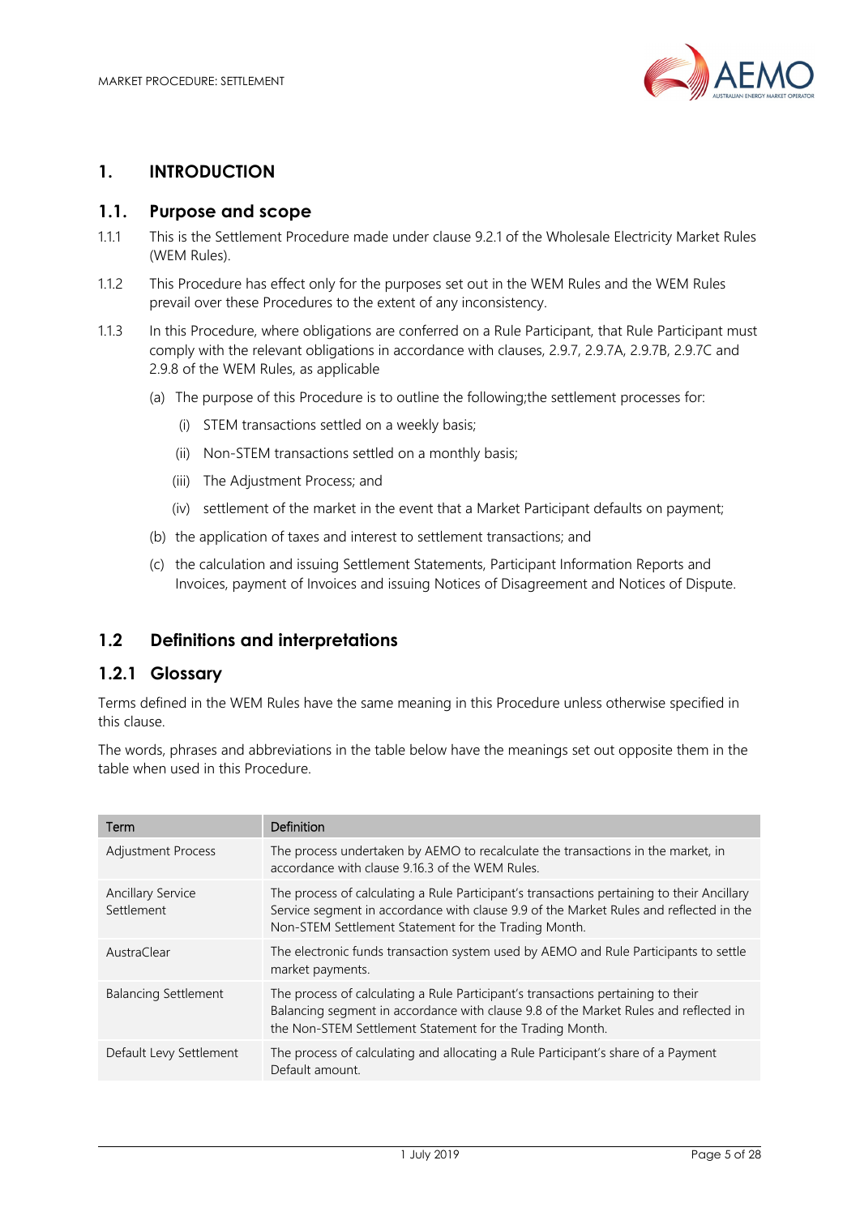# 1. INTRODUCTION

## 1.1. Purpose and scope

1.1.1 This is the Settlement Procedure made under clause 9.2.1 of the Wholesale Electricity Market Rules (WEM Rules).

1.1.2 This Procedure has effect only for the purposes set out in the WEM Rules and the WEM Rules prevail over these Procedures to the extent of any inconsistency.

1.1.3 In this Procedure, where obligations are conferred on a Rule Participant, that Rule Participant must comply with the relevant obligations in accordance with clauses, 2.9.7, 2.9.7A, 2.9.7B, 2.9.7C and 2.9.8 of the WEM Rules, as applicable

(a) The purpose of this Procedure is to outline the following;the settlement processes for:

(i) STEM transactions settled on a weekly basis;

(ii) Non-STEM transactions settled on a monthly basis;

(iii) The Adjustment Process; and

(iv) settlement of the market in the event that a Market Participant defaults on payment;

(b) the application of taxes and interest to settlement transactions; and

(c) the calculation and issuing Settlement Statements, Participant Information Reports and Invoices, payment of Invoices and issuing Notices of Disagreement and Notices of Dispute.

## 1.2 Definitions and interpretations

### 1.2.1 Glossary

Terms defined in the WEM Rules have the same meaning in this Procedure unless otherwise specified in this clause.

The words, phrases and abbreviations in the table below have the meanings set out opposite them in the table when used in this Procedure.

| Term | Definition |
| --- | --- |
| Adjustment Process | The process undertaken by AEMO to recalculate the transactions in the market, in accordance with clause 9.16.3 of the WEM Rules. |
| Ancillary Service Settlement | The process of calculating a Rule Participant's transactions pertaining to their Ancillary Service segment in accordance with clause 9.9 of the Market Rules and reflected in the Non-STEM Settlement Statement for the Trading Month. |
| AustraClear | The electronic funds transaction system used by AEMO and Rule Participants to settle market payments. |
| Balancing Settlement | The process of calculating a Rule Participant's transactions pertaining to their Balancing segment in accordance with clause 9.8 of the Market Rules and reflected in the Non-STEM Settlement Statement for the Trading Month. |
| Default Levy Settlement | The process of calculating and allocating a Rule Participant's share of a Payment Default amount. |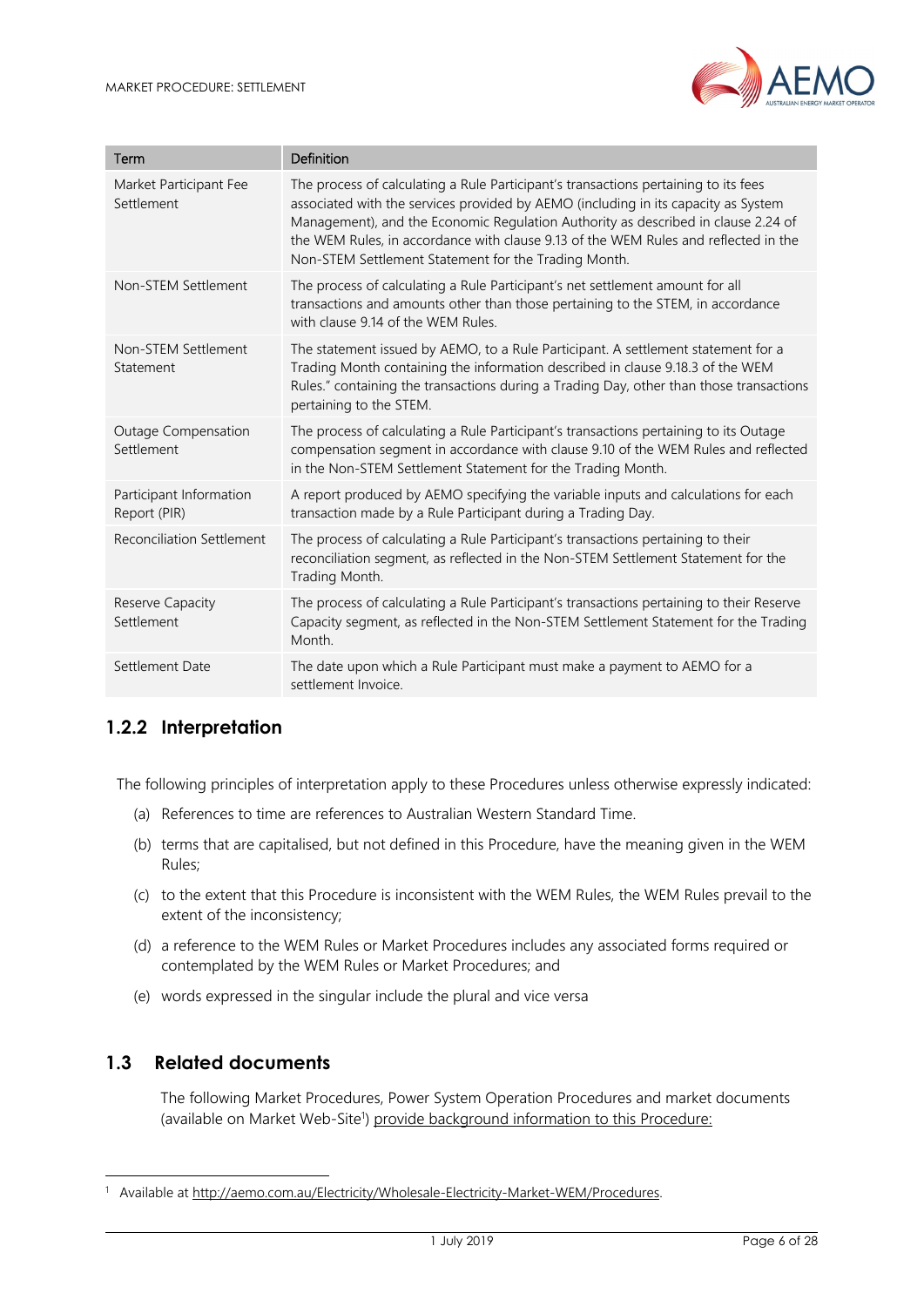| Term | Definition |
| --- | --- |
| Market Participant Fee Settlement | The process of calculating a Rule Participant's transactions pertaining to its fees associated with the services provided by AEMO (including in its capacity as System Management), and the Economic Regulation Authority as described in clause 2.24 of the WEM Rules, in accordance with clause 9.13 of the WEM Rules and reflected in the Non-STEM Settlement Statement for the Trading Month. |
| Non-STEM Settlement | The process of calculating a Rule Participant's net settlement amount for all transactions and amounts other than those pertaining to the STEM, in accordance with clause 9.14 of the WEM Rules. |
| Non-STEM Settlement Statement | The statement issued by AEMO, to a Rule Participant. A settlement statement for a Trading Month containing the information described in clause 9.18.3 of the WEM Rules." containing the transactions during a Trading Day, other than those transactions pertaining to the STEM. |
| Outage Compensation Settlement | The process of calculating a Rule Participant's transactions pertaining to its Outage compensation segment in accordance with clause 9.10 of the WEM Rules and reflected in the Non-STEM Settlement Statement for the Trading Month. |
| Participant Information Report (PIR) | A report produced by AEMO specifying the variable inputs and calculations for each transaction made by a Rule Participant during a Trading Day. |
| Reconciliation Settlement | The process of calculating a Rule Participant's transactions pertaining to their reconciliation segment, as reflected in the Non-STEM Settlement Statement for the Trading Month. |
| Reserve Capacity Settlement | The process of calculating a Rule Participant's transactions pertaining to their Reserve Capacity segment, as reflected in the Non-STEM Settlement Statement for the Trading Month. |
| Settlement Date | The date upon which a Rule Participant must make a payment to AEMO for a settlement Invoice. |

### 1.2.2 Interpretation

The following principles of interpretation apply to these Procedures unless otherwise expressly indicated:

(a) References to time are references to Australian Western Standard Time.

(b) terms that are capitalised, but not defined in this Procedure, have the meaning given in the WEM Rules;

(c) to the extent that this Procedure is inconsistent with the WEM Rules, the WEM Rules prevail to the extent of the inconsistency;

(d) a reference to the WEM Rules or Market Procedures includes any associated forms required or contemplated by the WEM Rules or Market Procedures; and

(e) words expressed in the singular include the plural and vice versa

## 1.3 Related documents

The following Market Procedures, Power System Operation Procedures and market documents (available on Market Web-Site[1]) provide background information to this Procedure:

[1] Available at http://aemo.com.au/Electricity/Wholesale-Electricity-Market-WEM/Procedures.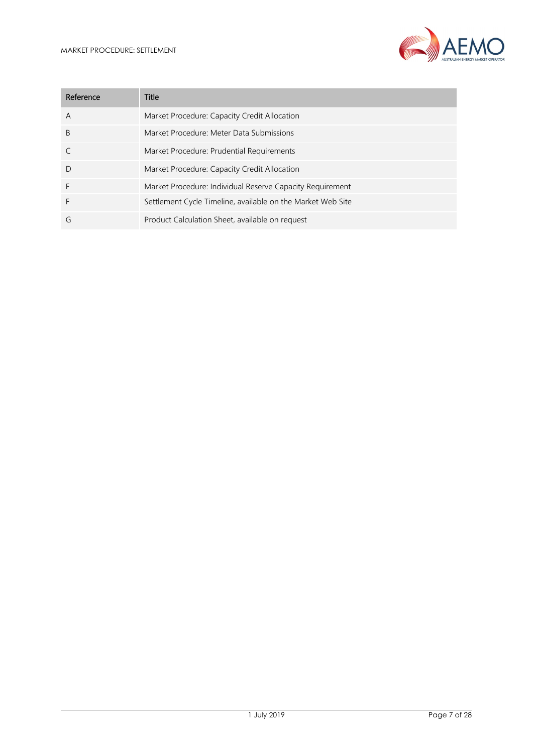| Reference | Title |
| --- | --- |
| A | Market Procedure: Capacity Credit Allocation |
| B | Market Procedure: Meter Data Submissions |
| C | Market Procedure: Prudential Requirements |
| D | Market Procedure: Capacity Credit Allocation |
| E | Market Procedure: Individual Reserve Capacity Requirement |
| F | Settlement Cycle Timeline, available on the Market Web Site |
| G | Product Calculation Sheet, available on request |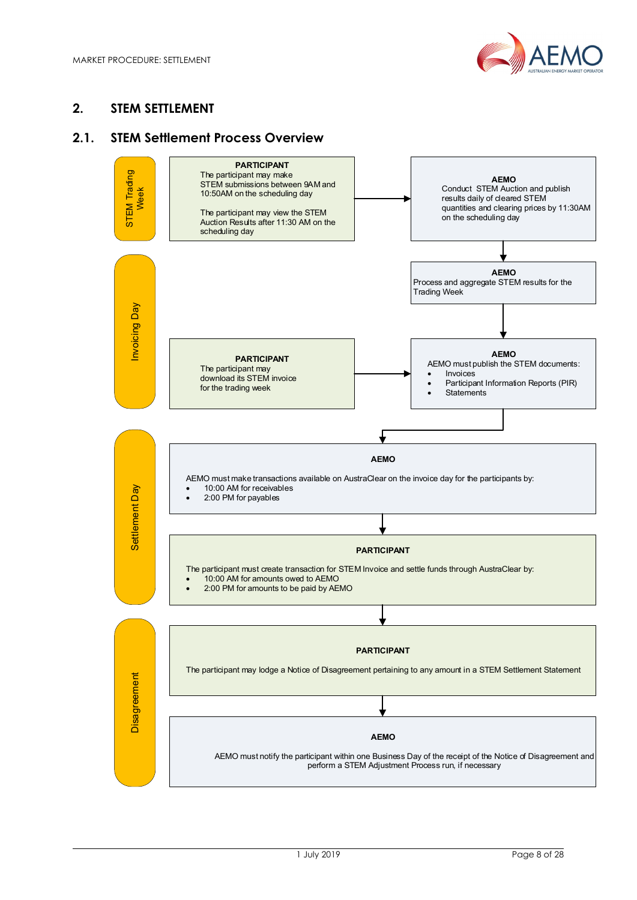## 2. STEM SETTLEMENT

### 2.1. STEM Settlement Process Overview

**STEM Trading Week**

**PARTICIPANT**
The participant may make STEM submissions between 9AM and 10:50AM on the scheduling day

The participant may view the STEM Auction Results after 11:30 AM on the scheduling day

→

**AEMO**
Conduct STEM Auction and publish results daily of cleared STEM quantities and clearing prices by 11:30AM on the scheduling day

↓

**Invoicing Day**

**AEMO**
Process and aggregate STEM results for the Trading Week

↓

**PARTICIPANT**
The participant may download its STEM invoice for the trading week

→

**AEMO**
AEMO must publish the STEM documents:

- Invoices
- Participant Information Reports (PIR)
- Statements

↓

**Settlement Day**

**AEMO**

AEMO must make transactions available on AustraClear on the invoice day for the participants by:

- 10:00 AM for receivables
- 2:00 PM for payables

↓

**PARTICIPANT**

The participant must create transaction for STEM Invoice and settle funds through AustraClear by:

- 10:00 AM for amounts owed to AEMO
- 2:00 PM for amounts to be paid by AEMO

↓

**Disagreement**

**PARTICIPANT**

The participant may lodge a Notice of Disagreement pertaining to any amount in a STEM Settlement Statement

↓

**AEMO**

AEMO must notify the participant within one Business Day of the receipt of the Notice of Disagreement and perform a STEM Adjustment Process run, if necessary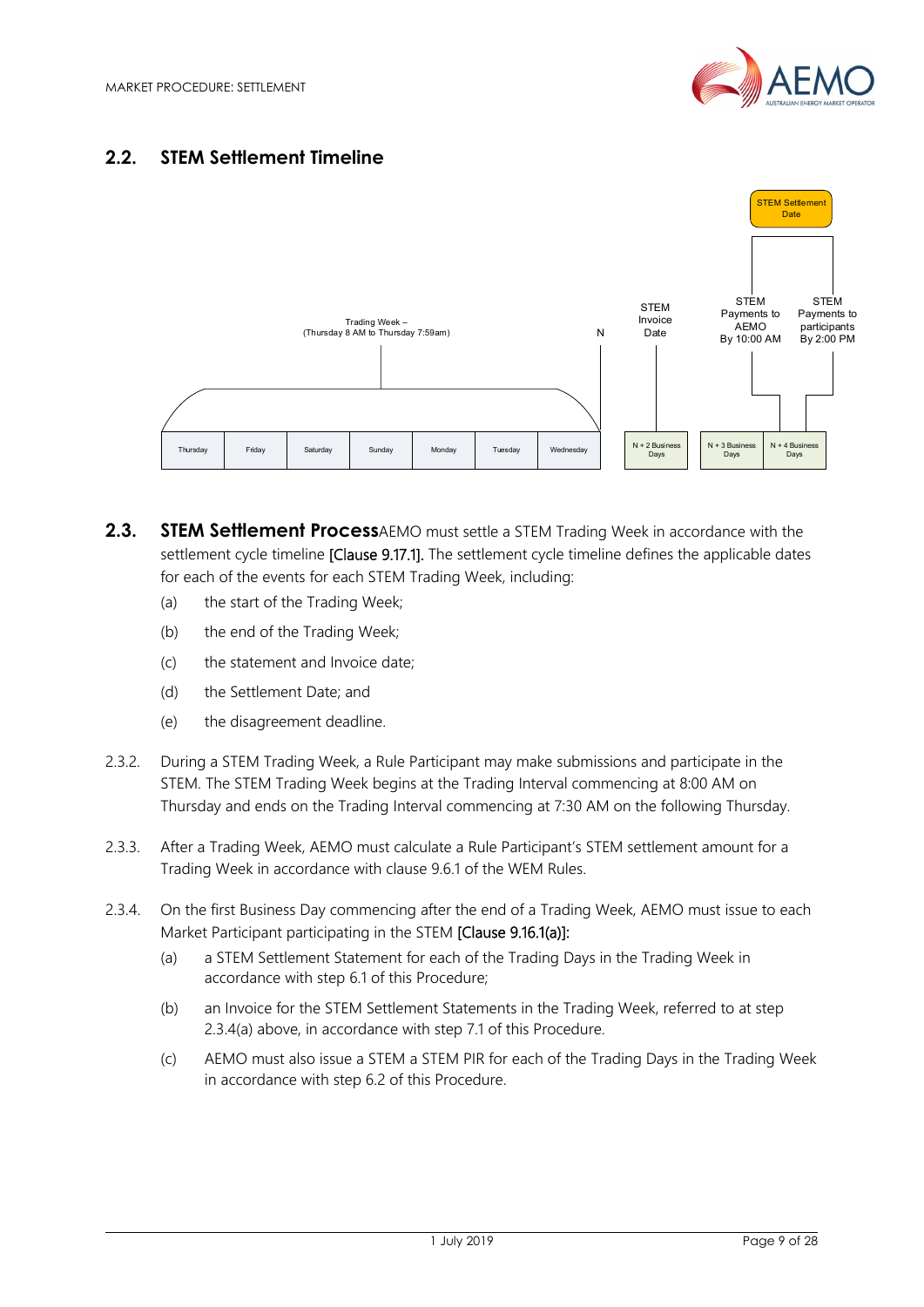## 2.2. STEM Settlement Timeline

Trading Week – (Thursday 8 AM to Thursday 7:59am)

| Thursday | Friday | Saturday | Sunday | Monday | Tuesday | Wednesday |
|---|---|---|---|---|---|---|

N

STEM Invoice Date — N + 2 Business Days

STEM Payments to AEMO By 10:00 AM — N + 3 Business Days

STEM Payments to participants By 2:00 PM — N + 4 Business Days

STEM Settlement Date

## 2.3. STEM Settlement Process

AEMO must settle a STEM Trading Week in accordance with the settlement cycle timeline [Clause 9.17.1]. The settlement cycle timeline defines the applicable dates for each of the events for each STEM Trading Week, including:

(a) the start of the Trading Week;

(b) the end of the Trading Week;

(c) the statement and Invoice date;

(d) the Settlement Date; and

(e) the disagreement deadline.

2.3.2. During a STEM Trading Week, a Rule Participant may make submissions and participate in the STEM. The STEM Trading Week begins at the Trading Interval commencing at 8:00 AM on Thursday and ends on the Trading Interval commencing at 7:30 AM on the following Thursday.

2.3.3. After a Trading Week, AEMO must calculate a Rule Participant's STEM settlement amount for a Trading Week in accordance with clause 9.6.1 of the WEM Rules.

2.3.4. On the first Business Day commencing after the end of a Trading Week, AEMO must issue to each Market Participant participating in the STEM [Clause 9.16.1(a)]:

(a) a STEM Settlement Statement for each of the Trading Days in the Trading Week in accordance with step 6.1 of this Procedure;

(b) an Invoice for the STEM Settlement Statements in the Trading Week, referred to at step 2.3.4(a) above, in accordance with step 7.1 of this Procedure.

(c) AEMO must also issue a STEM a STEM PIR for each of the Trading Days in the Trading Week in accordance with step 6.2 of this Procedure.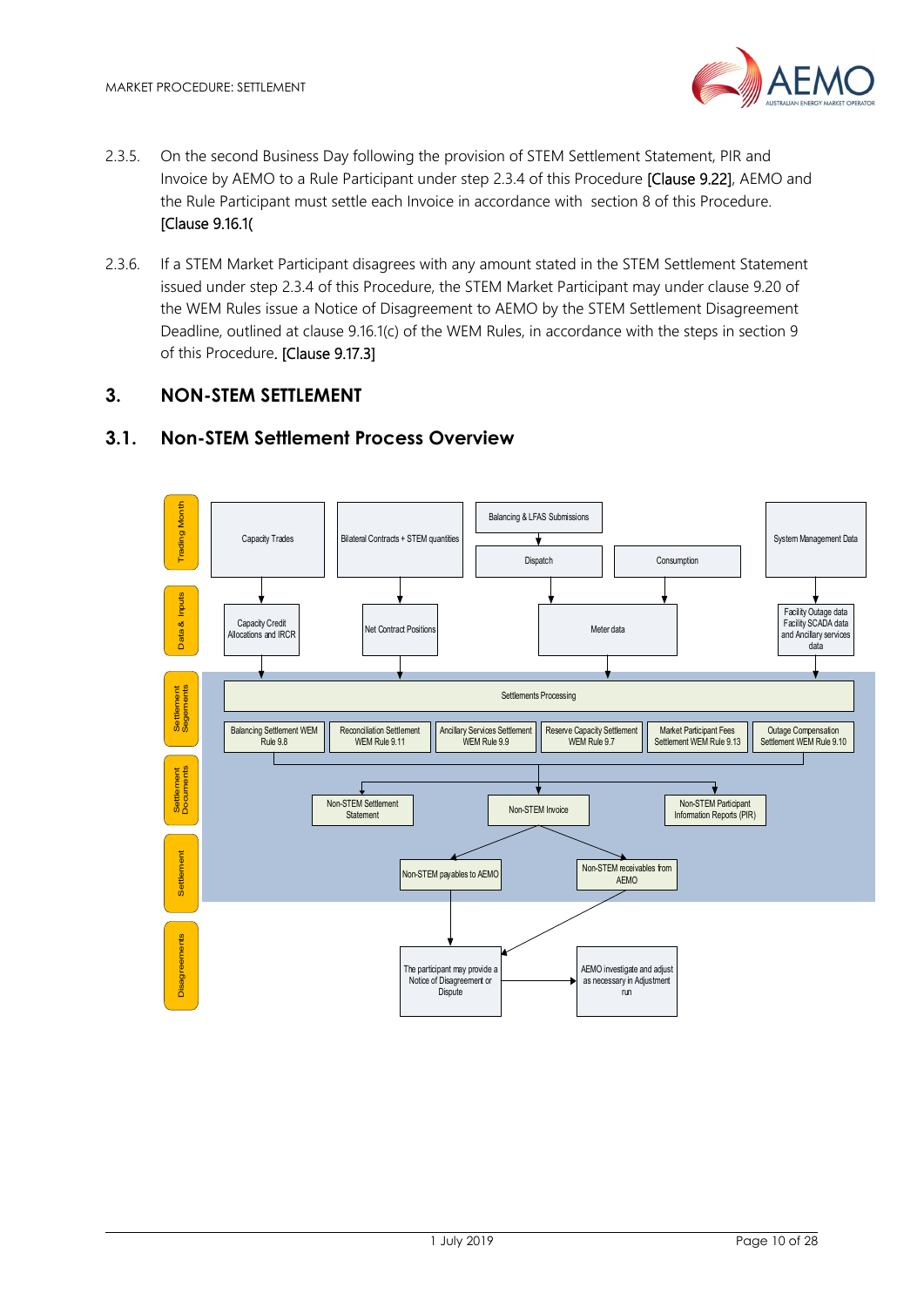2.3.5. On the second Business Day following the provision of STEM Settlement Statement, PIR and Invoice by AEMO to a Rule Participant under step 2.3.4 of this Procedure [Clause 9.22], AEMO and the Rule Participant must settle each Invoice in accordance with section 8 of this Procedure. [Clause 9.16.1(

2.3.6. If a STEM Market Participant disagrees with any amount stated in the STEM Settlement Statement issued under step 2.3.4 of this Procedure, the STEM Market Participant may under clause 9.20 of the WEM Rules issue a Notice of Disagreement to AEMO by the STEM Settlement Disagreement Deadline, outlined at clause 9.16.1(c) of the WEM Rules, in accordance with the steps in section 9 of this Procedure. [Clause 9.17.3]

# 3. NON-STEM SETTLEMENT

## 3.1. Non-STEM Settlement Process Overview

Trading Month

Capacity Trades

Bilateral Contracts + STEM quantities

Balancing & LFAS Submissions

Dispatch

Consumption

System Management Data

Data & Inputs

Capacity Credit Allocations and IRCR

Net Contract Positions

Meter data

Facility Outage data Facility SCADA data and Ancillary services data

Settlement Segements

Settlements Processing

Balancing Settlement WEM Rule 9.8

Reconciliation Settlement WEM Rule 9.11

Ancillary Services Settlement WEM Rule 9.9

Reserve Capacity Settlement WEM Rule 9.7

Market Participant Fees Settlement WEM Rule 9.13

Outage Compensation Settlement WEM Rule 9.10

Settlement Documents

Non-STEM Settlement Statement

Non-STEM Invoice

Non-STEM Participant Information Reports (PIR)

Settlement

Non-STEM payables to AEMO

Non-STEM receivables from AEMO

Disagreements

The participant may provide a Notice of Disagreement or Dispute

AEMO investigate and adjust as necessary in Adjustment run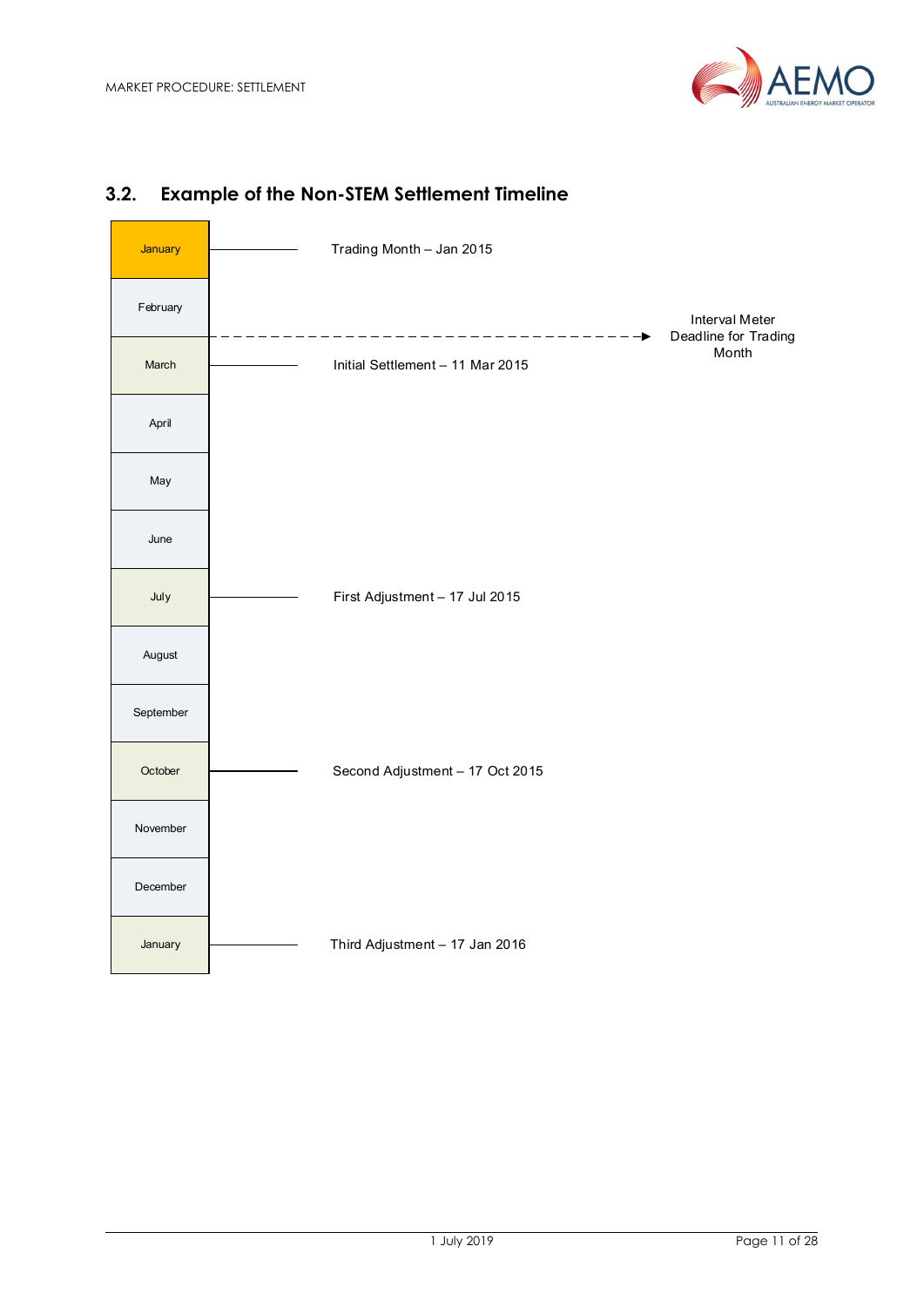## 3.2. Example of the Non-STEM Settlement Timeline

| Month | Event |
| --- | --- |
| January | Trading Month – Jan 2015 |
| February | |
| | Interval Meter Deadline for Trading Month |
| March | Initial Settlement – 11 Mar 2015 |
| April | |
| May | |
| June | |
| July | First Adjustment – 17 Jul 2015 |
| August | |
| September | |
| October | Second Adjustment – 17 Oct 2015 |
| November | |
| December | |
| January | Third Adjustment – 17 Jan 2016 |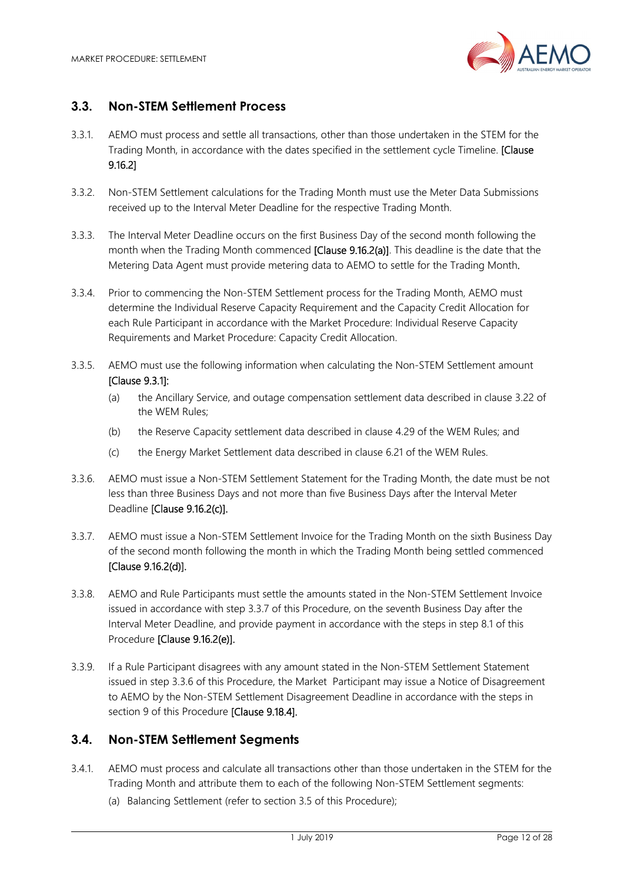## 3.3. Non-STEM Settlement Process

3.3.1. AEMO must process and settle all transactions, other than those undertaken in the STEM for the Trading Month, in accordance with the dates specified in the settlement cycle Timeline. [Clause 9.16.2]

3.3.2. Non-STEM Settlement calculations for the Trading Month must use the Meter Data Submissions received up to the Interval Meter Deadline for the respective Trading Month.

3.3.3. The Interval Meter Deadline occurs on the first Business Day of the second month following the month when the Trading Month commenced [Clause 9.16.2(a)]. This deadline is the date that the Metering Data Agent must provide metering data to AEMO to settle for the Trading Month.

3.3.4. Prior to commencing the Non-STEM Settlement process for the Trading Month, AEMO must determine the Individual Reserve Capacity Requirement and the Capacity Credit Allocation for each Rule Participant in accordance with the Market Procedure: Individual Reserve Capacity Requirements and Market Procedure: Capacity Credit Allocation.

3.3.5. AEMO must use the following information when calculating the Non-STEM Settlement amount [Clause 9.3.1]:

(a) the Ancillary Service, and outage compensation settlement data described in clause 3.22 of the WEM Rules;

(b) the Reserve Capacity settlement data described in clause 4.29 of the WEM Rules; and

(c) the Energy Market Settlement data described in clause 6.21 of the WEM Rules.

3.3.6. AEMO must issue a Non-STEM Settlement Statement for the Trading Month, the date must be not less than three Business Days and not more than five Business Days after the Interval Meter Deadline [Clause 9.16.2(c)].

3.3.7. AEMO must issue a Non-STEM Settlement Invoice for the Trading Month on the sixth Business Day of the second month following the month in which the Trading Month being settled commenced [Clause 9.16.2(d)].

3.3.8. AEMO and Rule Participants must settle the amounts stated in the Non-STEM Settlement Invoice issued in accordance with step 3.3.7 of this Procedure, on the seventh Business Day after the Interval Meter Deadline, and provide payment in accordance with the steps in step 8.1 of this Procedure [Clause 9.16.2(e)].

3.3.9. If a Rule Participant disagrees with any amount stated in the Non-STEM Settlement Statement issued in step 3.3.6 of this Procedure, the Market Participant may issue a Notice of Disagreement to AEMO by the Non-STEM Settlement Disagreement Deadline in accordance with the steps in section 9 of this Procedure [Clause 9.18.4].

## 3.4. Non-STEM Settlement Segments

3.4.1. AEMO must process and calculate all transactions other than those undertaken in the STEM for the Trading Month and attribute them to each of the following Non-STEM Settlement segments:

(a) Balancing Settlement (refer to section 3.5 of this Procedure);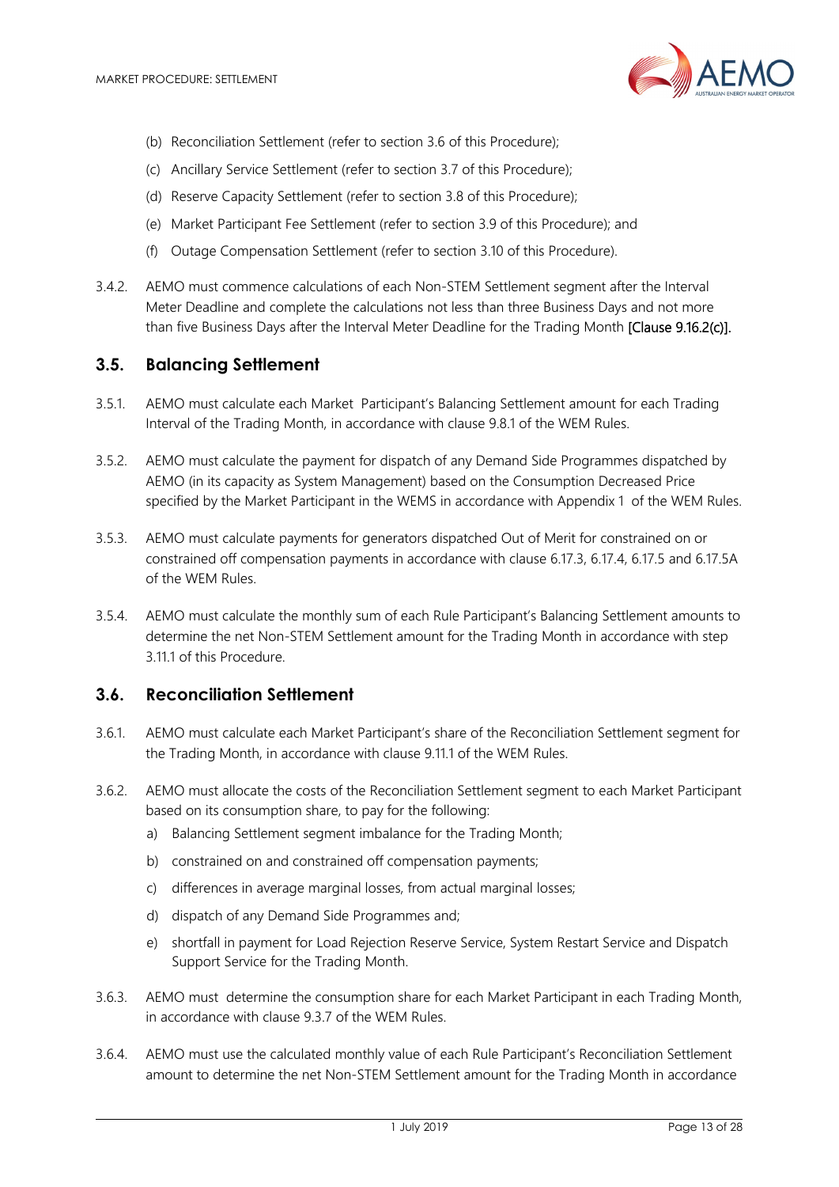(b) Reconciliation Settlement (refer to section 3.6 of this Procedure);

(c) Ancillary Service Settlement (refer to section 3.7 of this Procedure);

(d) Reserve Capacity Settlement (refer to section 3.8 of this Procedure);

(e) Market Participant Fee Settlement (refer to section 3.9 of this Procedure); and

(f) Outage Compensation Settlement (refer to section 3.10 of this Procedure).

3.4.2. AEMO must commence calculations of each Non-STEM Settlement segment after the Interval Meter Deadline and complete the calculations not less than three Business Days and not more than five Business Days after the Interval Meter Deadline for the Trading Month [Clause 9.16.2(c)].

## 3.5. Balancing Settlement

3.5.1. AEMO must calculate each Market Participant's Balancing Settlement amount for each Trading Interval of the Trading Month, in accordance with clause 9.8.1 of the WEM Rules.

3.5.2. AEMO must calculate the payment for dispatch of any Demand Side Programmes dispatched by AEMO (in its capacity as System Management) based on the Consumption Decreased Price specified by the Market Participant in the WEMS in accordance with Appendix 1 of the WEM Rules.

3.5.3. AEMO must calculate payments for generators dispatched Out of Merit for constrained on or constrained off compensation payments in accordance with clause 6.17.3, 6.17.4, 6.17.5 and 6.17.5A of the WEM Rules.

3.5.4. AEMO must calculate the monthly sum of each Rule Participant's Balancing Settlement amounts to determine the net Non-STEM Settlement amount for the Trading Month in accordance with step 3.11.1 of this Procedure.

## 3.6. Reconciliation Settlement

3.6.1. AEMO must calculate each Market Participant's share of the Reconciliation Settlement segment for the Trading Month, in accordance with clause 9.11.1 of the WEM Rules.

3.6.2. AEMO must allocate the costs of the Reconciliation Settlement segment to each Market Participant based on its consumption share, to pay for the following:

a) Balancing Settlement segment imbalance for the Trading Month;

b) constrained on and constrained off compensation payments;

c) differences in average marginal losses, from actual marginal losses;

d) dispatch of any Demand Side Programmes and;

e) shortfall in payment for Load Rejection Reserve Service, System Restart Service and Dispatch Support Service for the Trading Month.

3.6.3. AEMO must determine the consumption share for each Market Participant in each Trading Month, in accordance with clause 9.3.7 of the WEM Rules.

3.6.4. AEMO must use the calculated monthly value of each Rule Participant's Reconciliation Settlement amount to determine the net Non-STEM Settlement amount for the Trading Month in accordance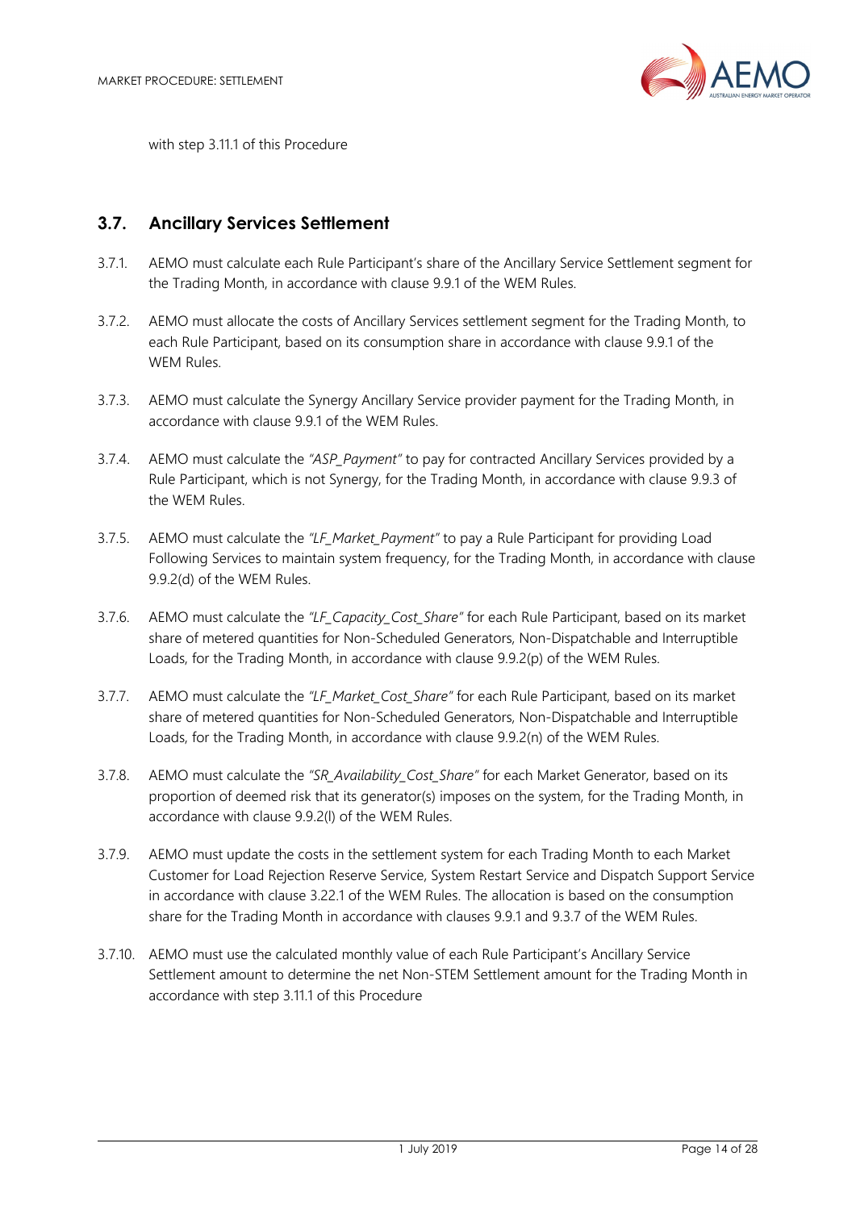with step 3.11.1 of this Procedure

## 3.7. Ancillary Services Settlement

3.7.1. AEMO must calculate each Rule Participant's share of the Ancillary Service Settlement segment for the Trading Month, in accordance with clause 9.9.1 of the WEM Rules.

3.7.2. AEMO must allocate the costs of Ancillary Services settlement segment for the Trading Month, to each Rule Participant, based on its consumption share in accordance with clause 9.9.1 of the WEM Rules.

3.7.3. AEMO must calculate the Synergy Ancillary Service provider payment for the Trading Month, in accordance with clause 9.9.1 of the WEM Rules.

3.7.4. AEMO must calculate the *"ASP_Payment"* to pay for contracted Ancillary Services provided by a Rule Participant, which is not Synergy, for the Trading Month, in accordance with clause 9.9.3 of the WEM Rules.

3.7.5. AEMO must calculate the *"LF_Market_Payment"* to pay a Rule Participant for providing Load Following Services to maintain system frequency, for the Trading Month, in accordance with clause 9.9.2(d) of the WEM Rules.

3.7.6. AEMO must calculate the *"LF_Capacity_Cost_Share"* for each Rule Participant, based on its market share of metered quantities for Non-Scheduled Generators, Non-Dispatchable and Interruptible Loads, for the Trading Month, in accordance with clause 9.9.2(p) of the WEM Rules.

3.7.7. AEMO must calculate the *"LF_Market_Cost_Share"* for each Rule Participant, based on its market share of metered quantities for Non-Scheduled Generators, Non-Dispatchable and Interruptible Loads, for the Trading Month, in accordance with clause 9.9.2(n) of the WEM Rules.

3.7.8. AEMO must calculate the *"SR_Availability_Cost_Share"* for each Market Generator, based on its proportion of deemed risk that its generator(s) imposes on the system, for the Trading Month, in accordance with clause 9.9.2(l) of the WEM Rules.

3.7.9. AEMO must update the costs in the settlement system for each Trading Month to each Market Customer for Load Rejection Reserve Service, System Restart Service and Dispatch Support Service in accordance with clause 3.22.1 of the WEM Rules. The allocation is based on the consumption share for the Trading Month in accordance with clauses 9.9.1 and 9.3.7 of the WEM Rules.

3.7.10. AEMO must use the calculated monthly value of each Rule Participant's Ancillary Service Settlement amount to determine the net Non-STEM Settlement amount for the Trading Month in accordance with step 3.11.1 of this Procedure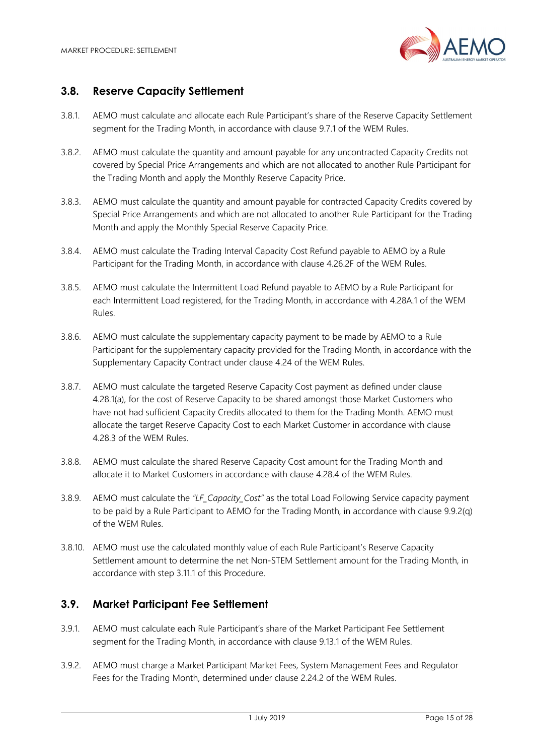## 3.8. Reserve Capacity Settlement

3.8.1. AEMO must calculate and allocate each Rule Participant's share of the Reserve Capacity Settlement segment for the Trading Month, in accordance with clause 9.7.1 of the WEM Rules.

3.8.2. AEMO must calculate the quantity and amount payable for any uncontracted Capacity Credits not covered by Special Price Arrangements and which are not allocated to another Rule Participant for the Trading Month and apply the Monthly Reserve Capacity Price.

3.8.3. AEMO must calculate the quantity and amount payable for contracted Capacity Credits covered by Special Price Arrangements and which are not allocated to another Rule Participant for the Trading Month and apply the Monthly Special Reserve Capacity Price.

3.8.4. AEMO must calculate the Trading Interval Capacity Cost Refund payable to AEMO by a Rule Participant for the Trading Month, in accordance with clause 4.26.2F of the WEM Rules.

3.8.5. AEMO must calculate the Intermittent Load Refund payable to AEMO by a Rule Participant for each Intermittent Load registered, for the Trading Month, in accordance with 4.28A.1 of the WEM Rules.

3.8.6. AEMO must calculate the supplementary capacity payment to be made by AEMO to a Rule Participant for the supplementary capacity provided for the Trading Month, in accordance with the Supplementary Capacity Contract under clause 4.24 of the WEM Rules.

3.8.7. AEMO must calculate the targeted Reserve Capacity Cost payment as defined under clause 4.28.1(a), for the cost of Reserve Capacity to be shared amongst those Market Customers who have not had sufficient Capacity Credits allocated to them for the Trading Month. AEMO must allocate the target Reserve Capacity Cost to each Market Customer in accordance with clause 4.28.3 of the WEM Rules.

3.8.8. AEMO must calculate the shared Reserve Capacity Cost amount for the Trading Month and allocate it to Market Customers in accordance with clause 4.28.4 of the WEM Rules.

3.8.9. AEMO must calculate the *"LF_Capacity_Cost"* as the total Load Following Service capacity payment to be paid by a Rule Participant to AEMO for the Trading Month, in accordance with clause 9.9.2(q) of the WEM Rules.

3.8.10. AEMO must use the calculated monthly value of each Rule Participant's Reserve Capacity Settlement amount to determine the net Non-STEM Settlement amount for the Trading Month, in accordance with step 3.11.1 of this Procedure.

## 3.9. Market Participant Fee Settlement

3.9.1. AEMO must calculate each Rule Participant's share of the Market Participant Fee Settlement segment for the Trading Month, in accordance with clause 9.13.1 of the WEM Rules.

3.9.2. AEMO must charge a Market Participant Market Fees, System Management Fees and Regulator Fees for the Trading Month, determined under clause 2.24.2 of the WEM Rules.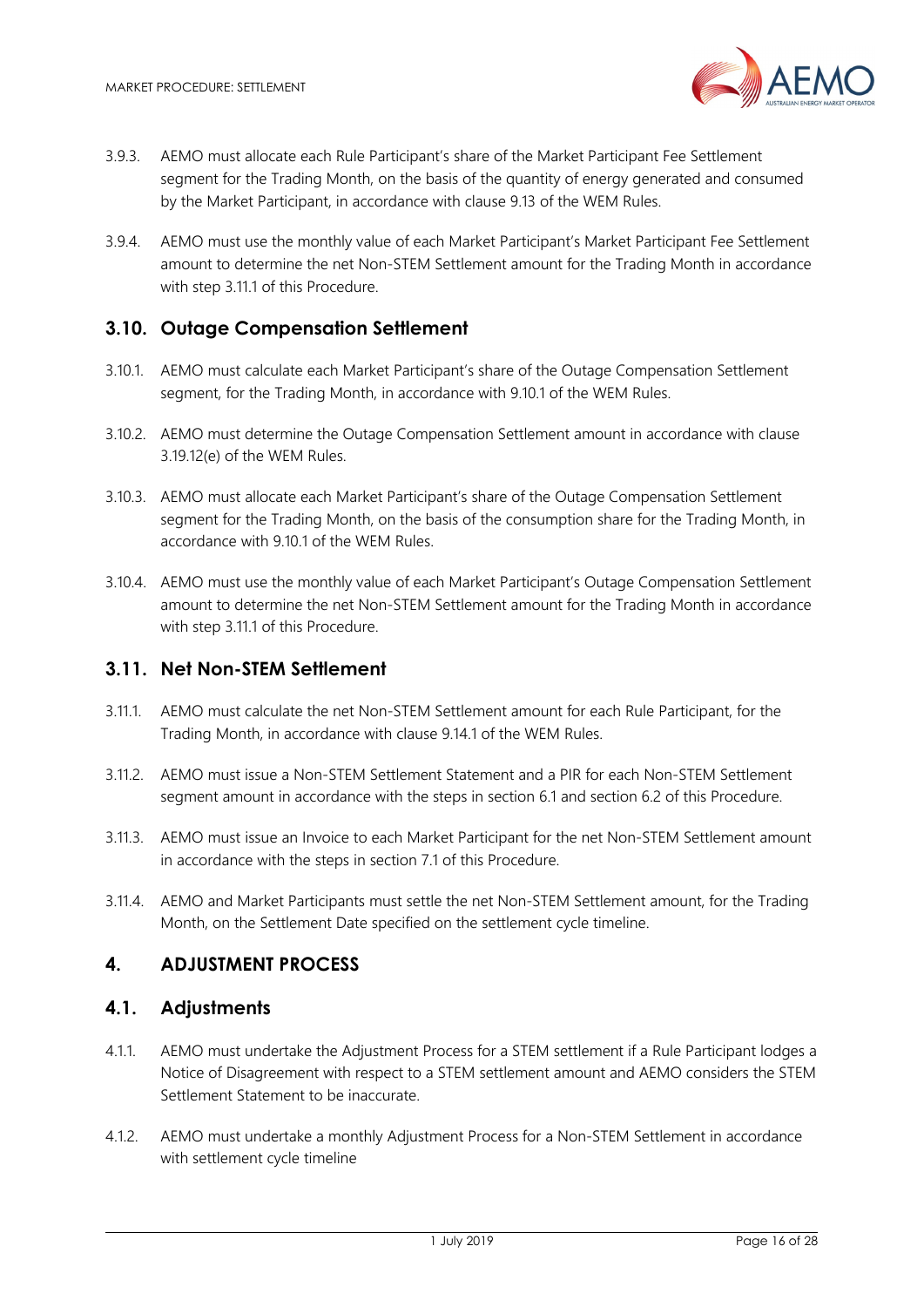3.9.3. AEMO must allocate each Rule Participant's share of the Market Participant Fee Settlement segment for the Trading Month, on the basis of the quantity of energy generated and consumed by the Market Participant, in accordance with clause 9.13 of the WEM Rules.

3.9.4. AEMO must use the monthly value of each Market Participant's Market Participant Fee Settlement amount to determine the net Non-STEM Settlement amount for the Trading Month in accordance with step 3.11.1 of this Procedure.

## 3.10. Outage Compensation Settlement

3.10.1. AEMO must calculate each Market Participant's share of the Outage Compensation Settlement segment, for the Trading Month, in accordance with 9.10.1 of the WEM Rules.

3.10.2. AEMO must determine the Outage Compensation Settlement amount in accordance with clause 3.19.12(e) of the WEM Rules.

3.10.3. AEMO must allocate each Market Participant's share of the Outage Compensation Settlement segment for the Trading Month, on the basis of the consumption share for the Trading Month, in accordance with 9.10.1 of the WEM Rules.

3.10.4. AEMO must use the monthly value of each Market Participant's Outage Compensation Settlement amount to determine the net Non-STEM Settlement amount for the Trading Month in accordance with step 3.11.1 of this Procedure.

## 3.11. Net Non-STEM Settlement

3.11.1. AEMO must calculate the net Non-STEM Settlement amount for each Rule Participant, for the Trading Month, in accordance with clause 9.14.1 of the WEM Rules.

3.11.2. AEMO must issue a Non-STEM Settlement Statement and a PIR for each Non-STEM Settlement segment amount in accordance with the steps in section 6.1 and section 6.2 of this Procedure.

3.11.3. AEMO must issue an Invoice to each Market Participant for the net Non-STEM Settlement amount in accordance with the steps in section 7.1 of this Procedure.

3.11.4. AEMO and Market Participants must settle the net Non-STEM Settlement amount, for the Trading Month, on the Settlement Date specified on the settlement cycle timeline.

# 4. ADJUSTMENT PROCESS

## 4.1. Adjustments

4.1.1. AEMO must undertake the Adjustment Process for a STEM settlement if a Rule Participant lodges a Notice of Disagreement with respect to a STEM settlement amount and AEMO considers the STEM Settlement Statement to be inaccurate.

4.1.2. AEMO must undertake a monthly Adjustment Process for a Non-STEM Settlement in accordance with settlement cycle timeline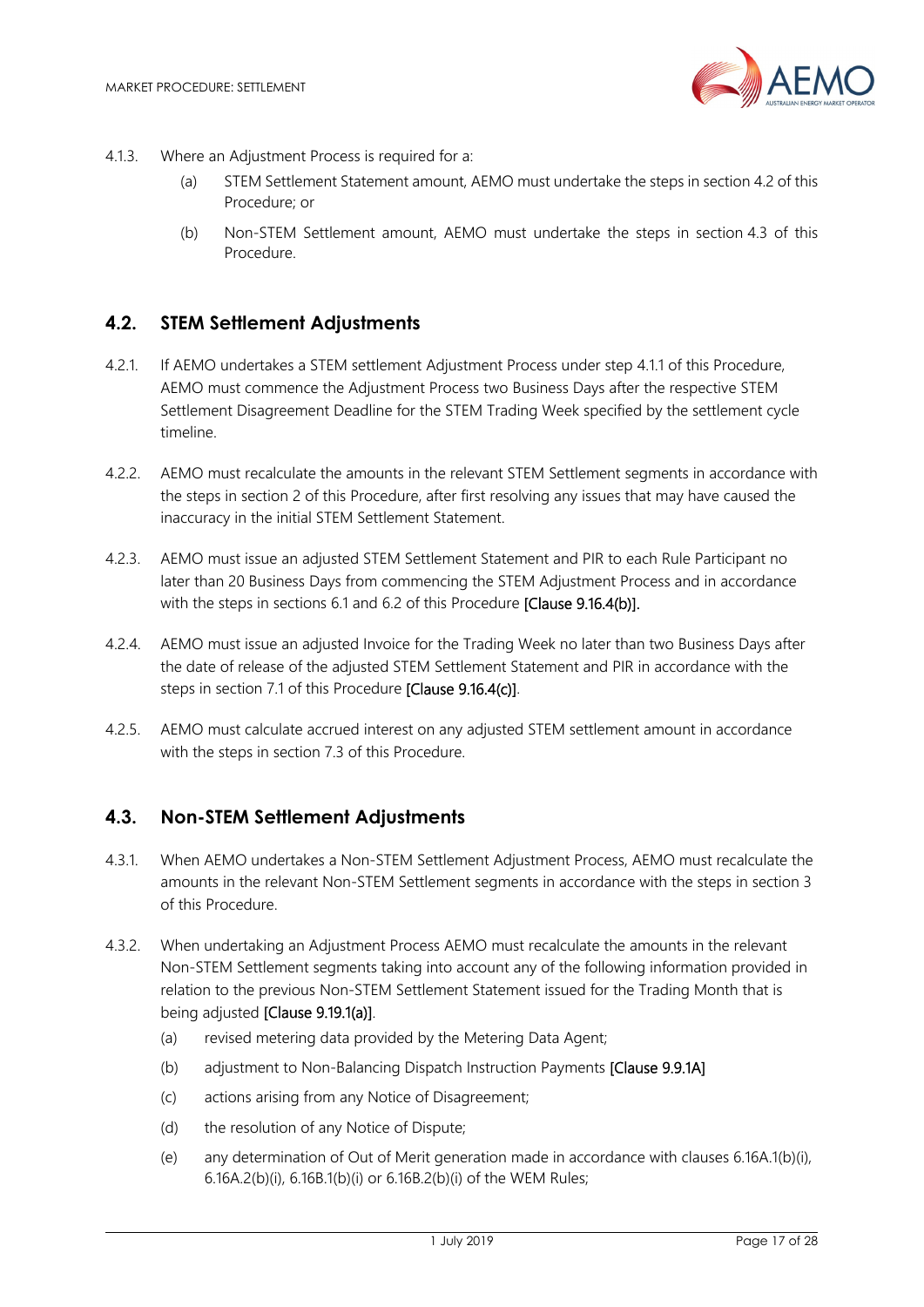4.1.3. Where an Adjustment Process is required for a:

(a) STEM Settlement Statement amount, AEMO must undertake the steps in section 4.2 of this Procedure; or

(b) Non-STEM Settlement amount, AEMO must undertake the steps in section 4.3 of this Procedure.

## 4.2. STEM Settlement Adjustments

4.2.1. If AEMO undertakes a STEM settlement Adjustment Process under step 4.1.1 of this Procedure, AEMO must commence the Adjustment Process two Business Days after the respective STEM Settlement Disagreement Deadline for the STEM Trading Week specified by the settlement cycle timeline.

4.2.2. AEMO must recalculate the amounts in the relevant STEM Settlement segments in accordance with the steps in section 2 of this Procedure, after first resolving any issues that may have caused the inaccuracy in the initial STEM Settlement Statement.

4.2.3. AEMO must issue an adjusted STEM Settlement Statement and PIR to each Rule Participant no later than 20 Business Days from commencing the STEM Adjustment Process and in accordance with the steps in sections 6.1 and 6.2 of this Procedure [Clause 9.16.4(b)].

4.2.4. AEMO must issue an adjusted Invoice for the Trading Week no later than two Business Days after the date of release of the adjusted STEM Settlement Statement and PIR in accordance with the steps in section 7.1 of this Procedure [Clause 9.16.4(c)].

4.2.5. AEMO must calculate accrued interest on any adjusted STEM settlement amount in accordance with the steps in section 7.3 of this Procedure.

## 4.3. Non-STEM Settlement Adjustments

4.3.1. When AEMO undertakes a Non-STEM Settlement Adjustment Process, AEMO must recalculate the amounts in the relevant Non-STEM Settlement segments in accordance with the steps in section 3 of this Procedure.

4.3.2. When undertaking an Adjustment Process AEMO must recalculate the amounts in the relevant Non-STEM Settlement segments taking into account any of the following information provided in relation to the previous Non-STEM Settlement Statement issued for the Trading Month that is being adjusted [Clause 9.19.1(a)].

(a) revised metering data provided by the Metering Data Agent;

(b) adjustment to Non-Balancing Dispatch Instruction Payments [Clause 9.9.1A]

(c) actions arising from any Notice of Disagreement;

(d) the resolution of any Notice of Dispute;

(e) any determination of Out of Merit generation made in accordance with clauses 6.16A.1(b)(i), 6.16A.2(b)(i), 6.16B.1(b)(i) or 6.16B.2(b)(i) of the WEM Rules;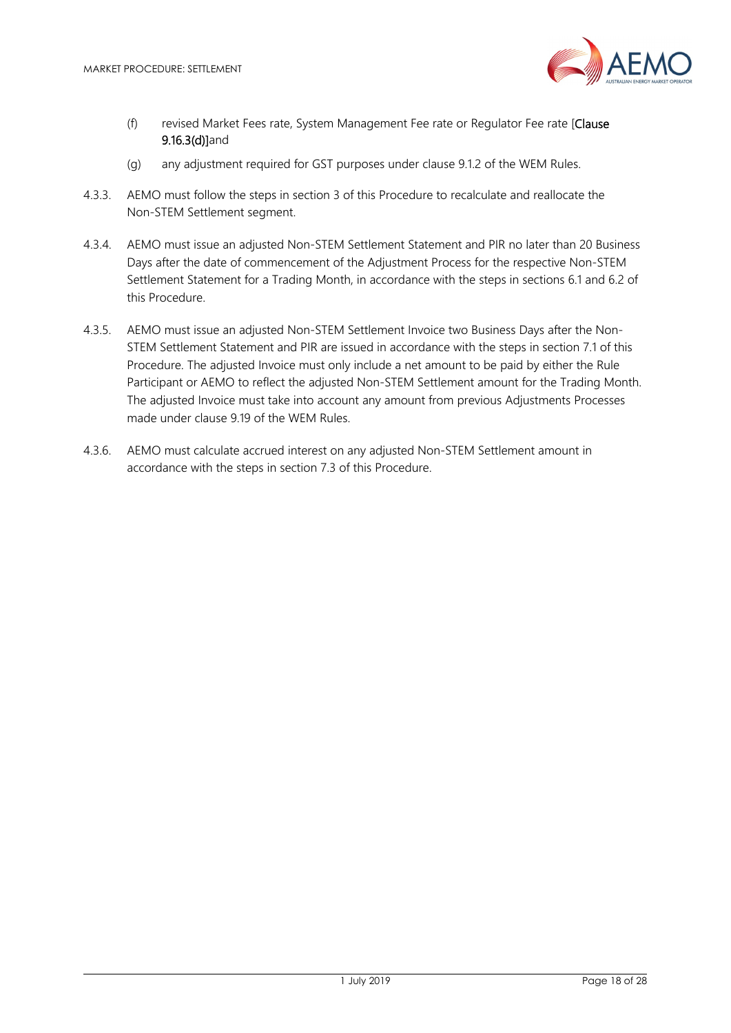(f) revised Market Fees rate, System Management Fee rate or Regulator Fee rate [Clause 9.16.3(d)]and

(g) any adjustment required for GST purposes under clause 9.1.2 of the WEM Rules.

4.3.3. AEMO must follow the steps in section 3 of this Procedure to recalculate and reallocate the Non-STEM Settlement segment.

4.3.4. AEMO must issue an adjusted Non-STEM Settlement Statement and PIR no later than 20 Business Days after the date of commencement of the Adjustment Process for the respective Non-STEM Settlement Statement for a Trading Month, in accordance with the steps in sections 6.1 and 6.2 of this Procedure.

4.3.5. AEMO must issue an adjusted Non-STEM Settlement Invoice two Business Days after the Non-STEM Settlement Statement and PIR are issued in accordance with the steps in section 7.1 of this Procedure. The adjusted Invoice must only include a net amount to be paid by either the Rule Participant or AEMO to reflect the adjusted Non-STEM Settlement amount for the Trading Month. The adjusted Invoice must take into account any amount from previous Adjustments Processes made under clause 9.19 of the WEM Rules.

4.3.6. AEMO must calculate accrued interest on any adjusted Non-STEM Settlement amount in accordance with the steps in section 7.3 of this Procedure.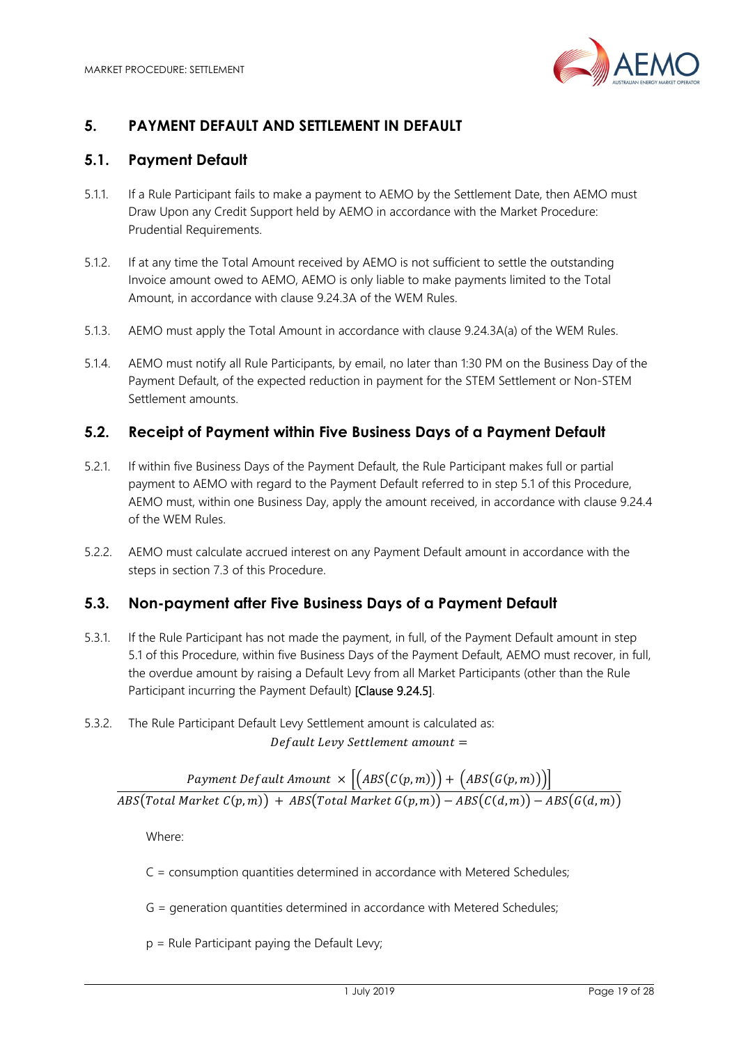## 5. PAYMENT DEFAULT AND SETTLEMENT IN DEFAULT

### 5.1. Payment Default

5.1.1. If a Rule Participant fails to make a payment to AEMO by the Settlement Date, then AEMO must Draw Upon any Credit Support held by AEMO in accordance with the Market Procedure: Prudential Requirements.

5.1.2. If at any time the Total Amount received by AEMO is not sufficient to settle the outstanding Invoice amount owed to AEMO, AEMO is only liable to make payments limited to the Total Amount, in accordance with clause 9.24.3A of the WEM Rules.

5.1.3. AEMO must apply the Total Amount in accordance with clause 9.24.3A(a) of the WEM Rules.

5.1.4. AEMO must notify all Rule Participants, by email, no later than 1:30 PM on the Business Day of the Payment Default, of the expected reduction in payment for the STEM Settlement or Non-STEM Settlement amounts.

### 5.2. Receipt of Payment within Five Business Days of a Payment Default

5.2.1. If within five Business Days of the Payment Default, the Rule Participant makes full or partial payment to AEMO with regard to the Payment Default referred to in step 5.1 of this Procedure, AEMO must, within one Business Day, apply the amount received, in accordance with clause 9.24.4 of the WEM Rules.

5.2.2. AEMO must calculate accrued interest on any Payment Default amount in accordance with the steps in section 7.3 of this Procedure.

### 5.3. Non-payment after Five Business Days of a Payment Default

5.3.1. If the Rule Participant has not made the payment, in full, of the Payment Default amount in step 5.1 of this Procedure, within five Business Days of the Payment Default, AEMO must recover, in full, the overdue amount by raising a Default Levy from all Market Participants (other than the Rule Participant incurring the Payment Default) [Clause 9.24.5].

5.3.2. The Rule Participant Default Levy Settlement amount is calculated as:

$$Default\ Levy\ Settlement\ amount =$$

$$\frac{Payment\ Default\ Amount\ \times \left[\left(ABS\left(C(p,m)\right)\right) + \left(ABS\left(G(p,m)\right)\right)\right]}{ABS\left(Total\ Market\ C(p,m)\right)\ +\ ABS\left(Total\ Market\ G(p,m)\right) - ABS\left(C(d,m)\right) - ABS\left(G(d,m)\right)}$$

Where:

C = consumption quantities determined in accordance with Metered Schedules;

G = generation quantities determined in accordance with Metered Schedules;

p = Rule Participant paying the Default Levy;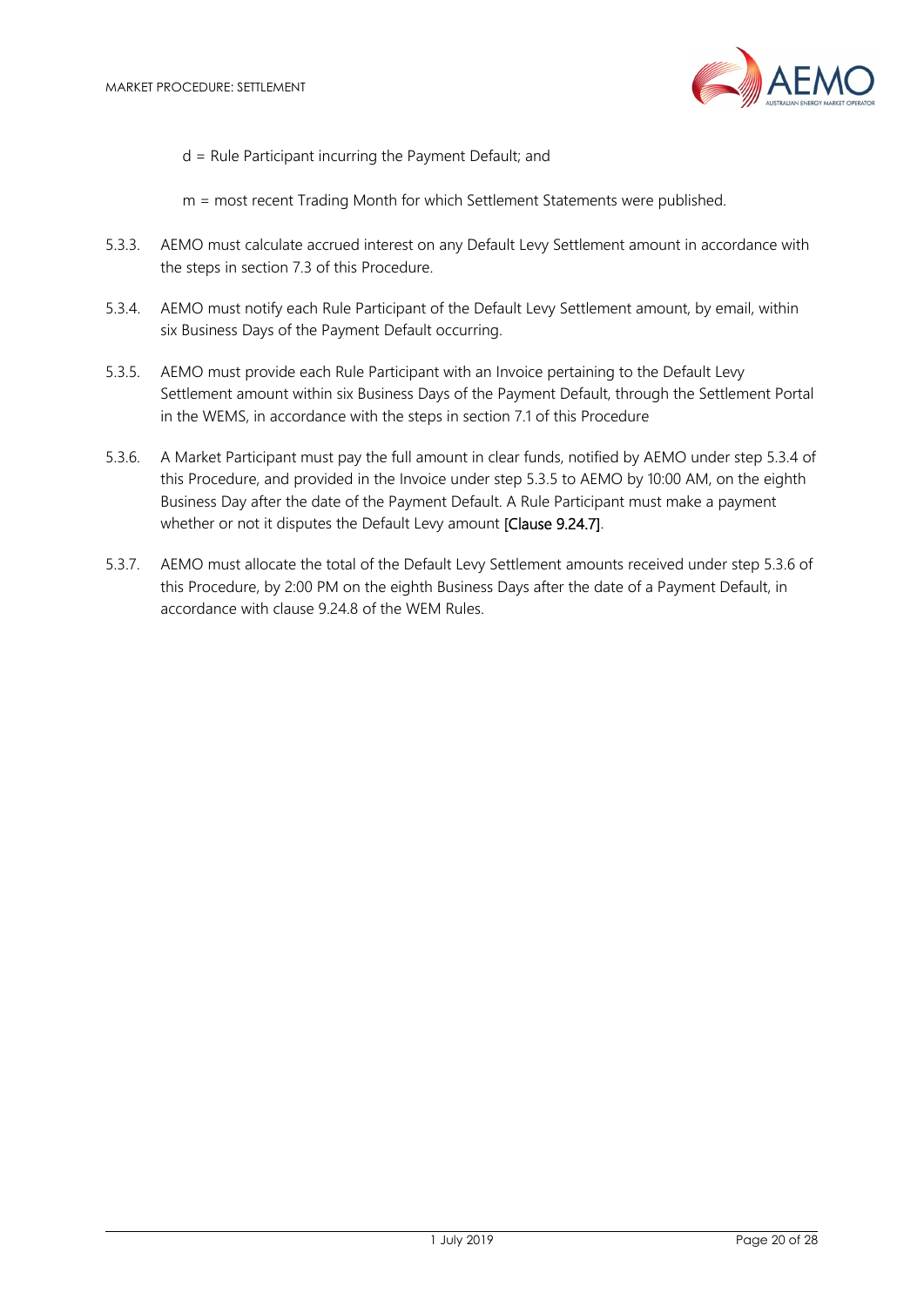d = Rule Participant incurring the Payment Default; and

m = most recent Trading Month for which Settlement Statements were published.

5.3.3. AEMO must calculate accrued interest on any Default Levy Settlement amount in accordance with the steps in section 7.3 of this Procedure.

5.3.4. AEMO must notify each Rule Participant of the Default Levy Settlement amount, by email, within six Business Days of the Payment Default occurring.

5.3.5. AEMO must provide each Rule Participant with an Invoice pertaining to the Default Levy Settlement amount within six Business Days of the Payment Default, through the Settlement Portal in the WEMS, in accordance with the steps in section 7.1 of this Procedure

5.3.6. A Market Participant must pay the full amount in clear funds, notified by AEMO under step 5.3.4 of this Procedure, and provided in the Invoice under step 5.3.5 to AEMO by 10:00 AM, on the eighth Business Day after the date of the Payment Default. A Rule Participant must make a payment whether or not it disputes the Default Levy amount [Clause 9.24.7].

5.3.7. AEMO must allocate the total of the Default Levy Settlement amounts received under step 5.3.6 of this Procedure, by 2:00 PM on the eighth Business Days after the date of a Payment Default, in accordance with clause 9.24.8 of the WEM Rules.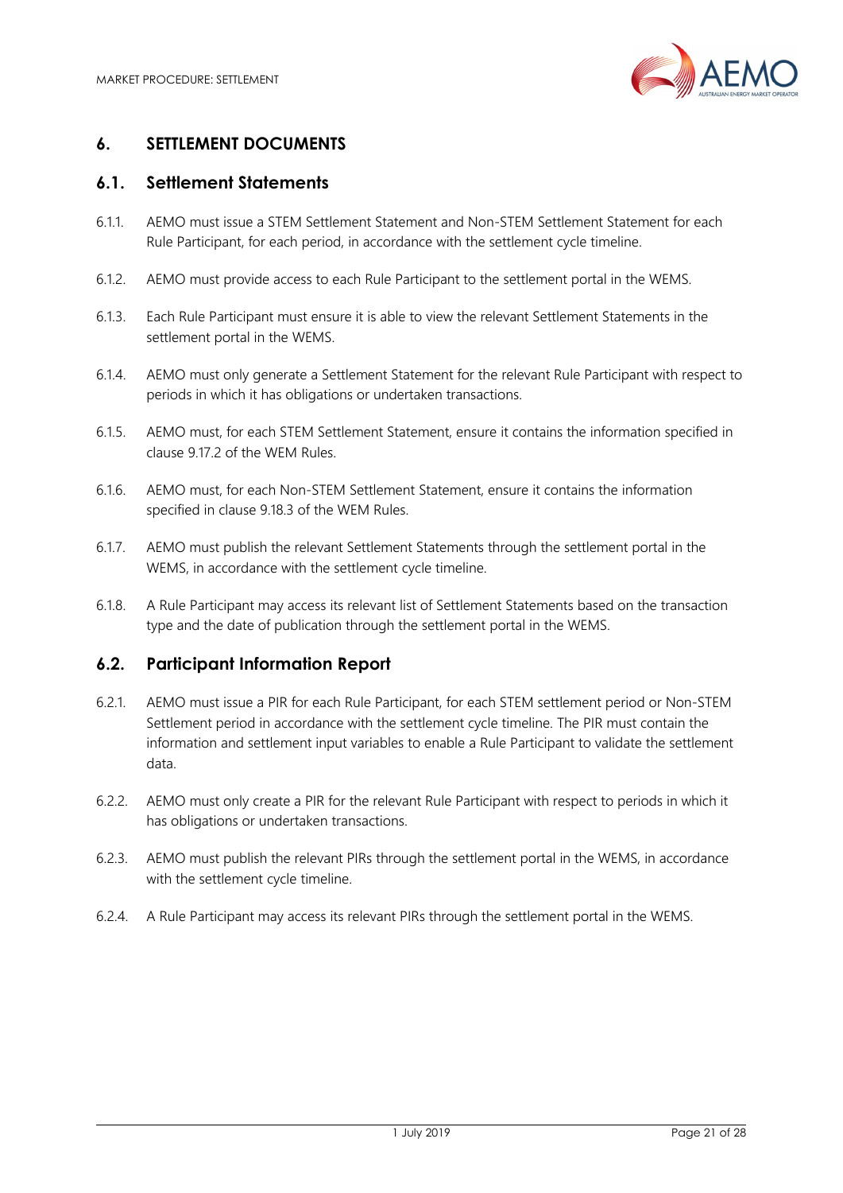# 6. SETTLEMENT DOCUMENTS

## 6.1. Settlement Statements

6.1.1. AEMO must issue a STEM Settlement Statement and Non-STEM Settlement Statement for each Rule Participant, for each period, in accordance with the settlement cycle timeline.

6.1.2. AEMO must provide access to each Rule Participant to the settlement portal in the WEMS.

6.1.3. Each Rule Participant must ensure it is able to view the relevant Settlement Statements in the settlement portal in the WEMS.

6.1.4. AEMO must only generate a Settlement Statement for the relevant Rule Participant with respect to periods in which it has obligations or undertaken transactions.

6.1.5. AEMO must, for each STEM Settlement Statement, ensure it contains the information specified in clause 9.17.2 of the WEM Rules.

6.1.6. AEMO must, for each Non-STEM Settlement Statement, ensure it contains the information specified in clause 9.18.3 of the WEM Rules.

6.1.7. AEMO must publish the relevant Settlement Statements through the settlement portal in the WEMS, in accordance with the settlement cycle timeline.

6.1.8. A Rule Participant may access its relevant list of Settlement Statements based on the transaction type and the date of publication through the settlement portal in the WEMS.

## 6.2. Participant Information Report

6.2.1. AEMO must issue a PIR for each Rule Participant, for each STEM settlement period or Non-STEM Settlement period in accordance with the settlement cycle timeline. The PIR must contain the information and settlement input variables to enable a Rule Participant to validate the settlement data.

6.2.2. AEMO must only create a PIR for the relevant Rule Participant with respect to periods in which it has obligations or undertaken transactions.

6.2.3. AEMO must publish the relevant PIRs through the settlement portal in the WEMS, in accordance with the settlement cycle timeline.

6.2.4. A Rule Participant may access its relevant PIRs through the settlement portal in the WEMS.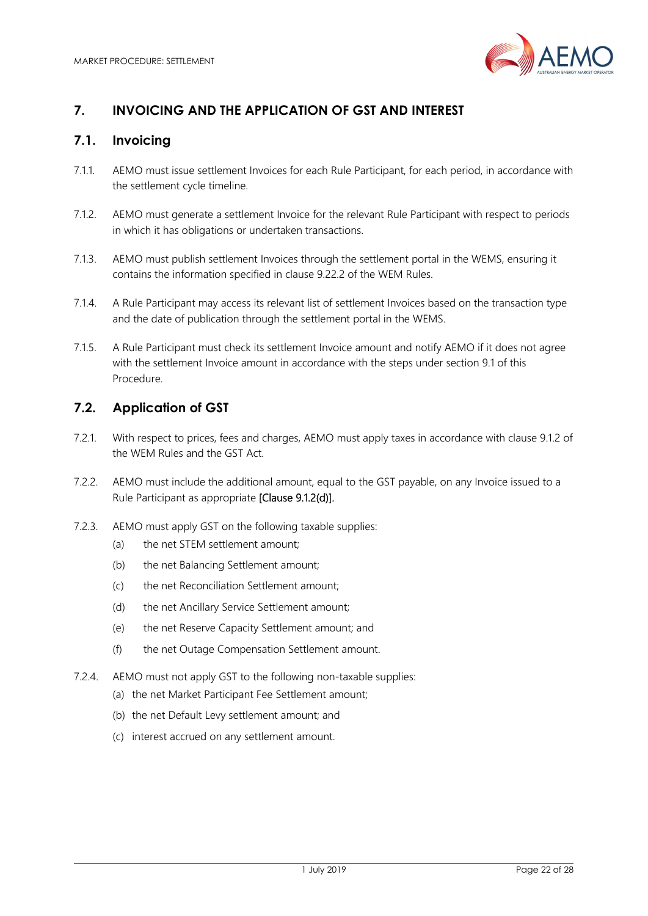## 7. INVOICING AND THE APPLICATION OF GST AND INTEREST

### 7.1. Invoicing

7.1.1. AEMO must issue settlement Invoices for each Rule Participant, for each period, in accordance with the settlement cycle timeline.

7.1.2. AEMO must generate a settlement Invoice for the relevant Rule Participant with respect to periods in which it has obligations or undertaken transactions.

7.1.3. AEMO must publish settlement Invoices through the settlement portal in the WEMS, ensuring it contains the information specified in clause 9.22.2 of the WEM Rules.

7.1.4. A Rule Participant may access its relevant list of settlement Invoices based on the transaction type and the date of publication through the settlement portal in the WEMS.

7.1.5. A Rule Participant must check its settlement Invoice amount and notify AEMO if it does not agree with the settlement Invoice amount in accordance with the steps under section 9.1 of this Procedure.

### 7.2. Application of GST

7.2.1. With respect to prices, fees and charges, AEMO must apply taxes in accordance with clause 9.1.2 of the WEM Rules and the GST Act.

7.2.2. AEMO must include the additional amount, equal to the GST payable, on any Invoice issued to a Rule Participant as appropriate [Clause 9.1.2(d)].

7.2.3. AEMO must apply GST on the following taxable supplies:

(a) the net STEM settlement amount;

(b) the net Balancing Settlement amount;

(c) the net Reconciliation Settlement amount;

(d) the net Ancillary Service Settlement amount;

(e) the net Reserve Capacity Settlement amount; and

(f) the net Outage Compensation Settlement amount.

7.2.4. AEMO must not apply GST to the following non-taxable supplies:

(a) the net Market Participant Fee Settlement amount;

(b) the net Default Levy settlement amount; and

(c) interest accrued on any settlement amount.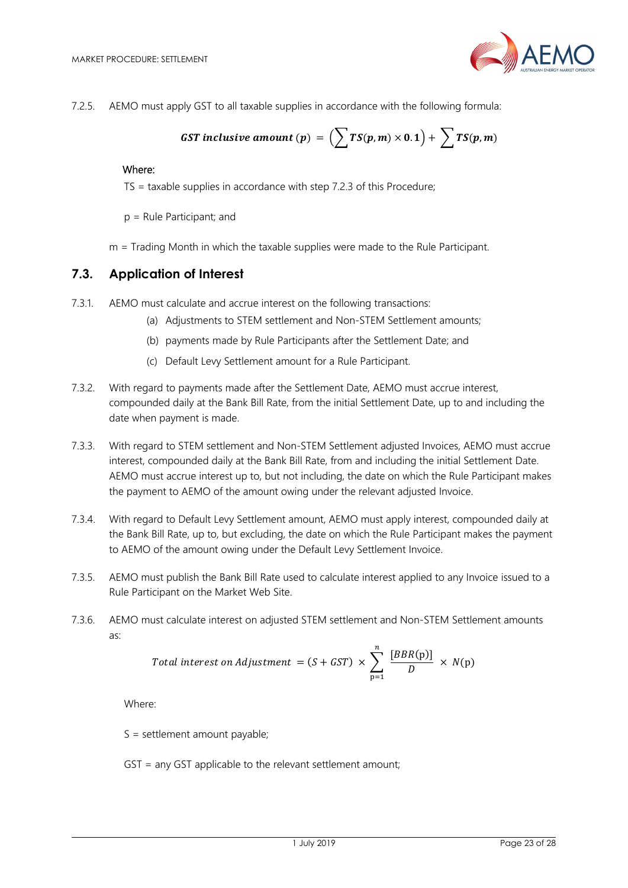7.2.5. AEMO must apply GST to all taxable supplies in accordance with the following formula:

$$\boldsymbol{GST\ inclusive\ amount\ (p)} = \left(\sum \boldsymbol{TS(p,m)} \times \boldsymbol{0.1}\right) + \sum \boldsymbol{TS(p,m)}$$

Where:

TS = taxable supplies in accordance with step 7.2.3 of this Procedure;

p = Rule Participant; and

m = Trading Month in which the taxable supplies were made to the Rule Participant.

## 7.3. Application of Interest

7.3.1. AEMO must calculate and accrue interest on the following transactions:

(a) Adjustments to STEM settlement and Non-STEM Settlement amounts;

(b) payments made by Rule Participants after the Settlement Date; and

(c) Default Levy Settlement amount for a Rule Participant.

7.3.2. With regard to payments made after the Settlement Date, AEMO must accrue interest, compounded daily at the Bank Bill Rate, from the initial Settlement Date, up to and including the date when payment is made.

7.3.3. With regard to STEM settlement and Non-STEM Settlement adjusted Invoices, AEMO must accrue interest, compounded daily at the Bank Bill Rate, from and including the initial Settlement Date. AEMO must accrue interest up to, but not including, the date on which the Rule Participant makes the payment to AEMO of the amount owing under the relevant adjusted Invoice.

7.3.4. With regard to Default Levy Settlement amount, AEMO must apply interest, compounded daily at the Bank Bill Rate, up to, but excluding, the date on which the Rule Participant makes the payment to AEMO of the amount owing under the Default Levy Settlement Invoice.

7.3.5. AEMO must publish the Bank Bill Rate used to calculate interest applied to any Invoice issued to a Rule Participant on the Market Web Site.

7.3.6. AEMO must calculate interest on adjusted STEM settlement and Non-STEM Settlement amounts as:

$$Total\ interest\ on\ Adjustment = (S + GST) \times \sum_{p=1}^{n} \frac{[BBR(\mathrm{p})]}{D} \times N(\mathrm{p})$$

Where:

S = settlement amount payable;

GST = any GST applicable to the relevant settlement amount;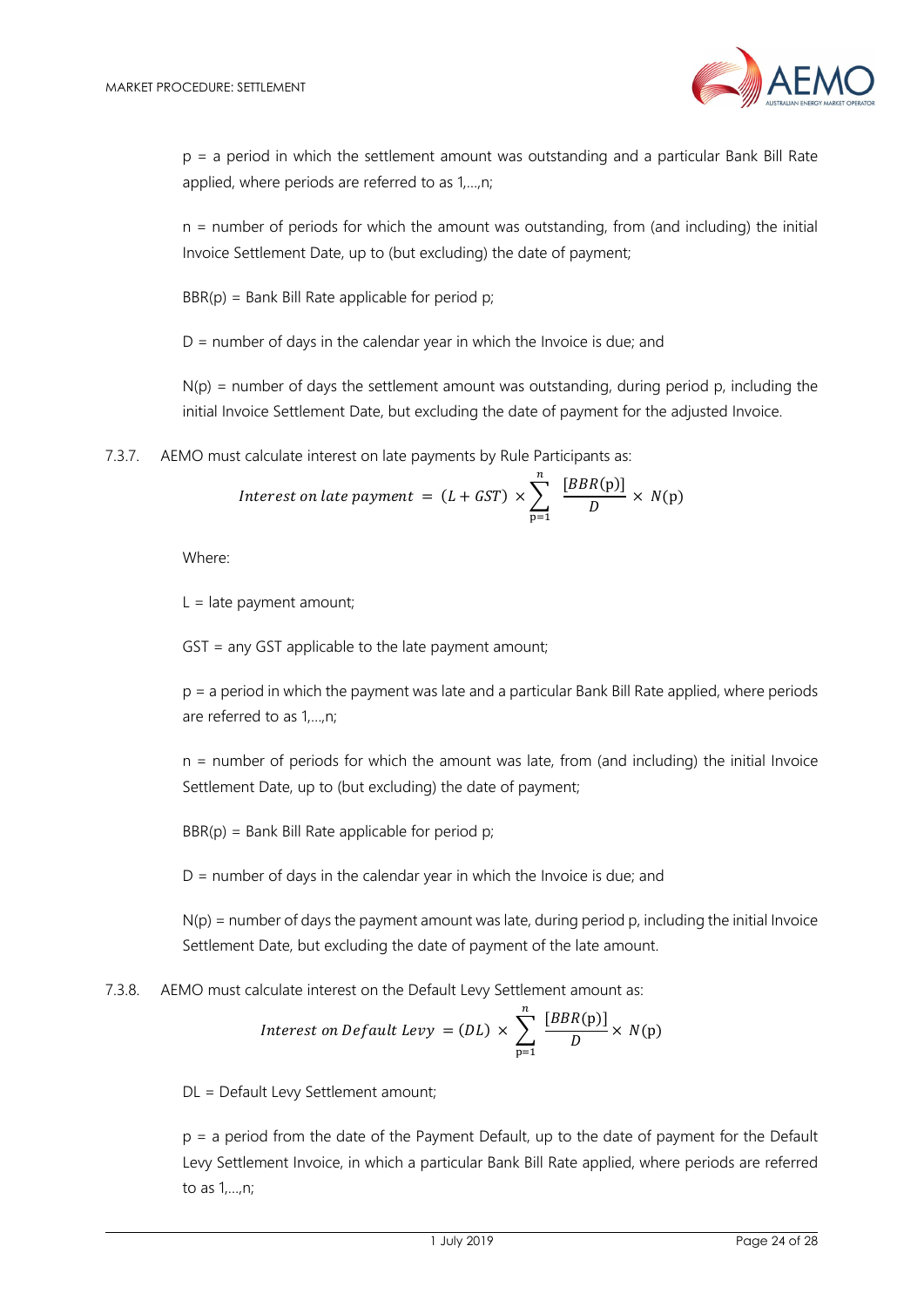p = a period in which the settlement amount was outstanding and a particular Bank Bill Rate applied, where periods are referred to as 1,…,n;

n = number of periods for which the amount was outstanding, from (and including) the initial Invoice Settlement Date, up to (but excluding) the date of payment;

BBR(p) = Bank Bill Rate applicable for period p;

D = number of days in the calendar year in which the Invoice is due; and

N(p) = number of days the settlement amount was outstanding, during period p, including the initial Invoice Settlement Date, but excluding the date of payment for the adjusted Invoice.

7.3.7. AEMO must calculate interest on late payments by Rule Participants as:

$$Interest\ on\ late\ payment\ = (L + GST) \times \sum_{\mathrm{p}=1}^{n} \frac{[BBR(\mathrm{p})]}{D} \times N(\mathrm{p})$$

Where:

L = late payment amount;

GST = any GST applicable to the late payment amount;

p = a period in which the payment was late and a particular Bank Bill Rate applied, where periods are referred to as 1,…,n;

n = number of periods for which the amount was late, from (and including) the initial Invoice Settlement Date, up to (but excluding) the date of payment;

BBR(p) = Bank Bill Rate applicable for period p;

D = number of days in the calendar year in which the Invoice is due; and

N(p) = number of days the payment amount was late, during period p, including the initial Invoice Settlement Date, but excluding the date of payment of the late amount.

7.3.8. AEMO must calculate interest on the Default Levy Settlement amount as:

$$Interest\ on\ Default\ Levy\ = (DL) \times \sum_{\mathrm{p}=1}^{n} \frac{[BBR(\mathrm{p})]}{D} \times N(\mathrm{p})$$

DL = Default Levy Settlement amount;

p = a period from the date of the Payment Default, up to the date of payment for the Default Levy Settlement Invoice, in which a particular Bank Bill Rate applied, where periods are referred to as 1,…,n;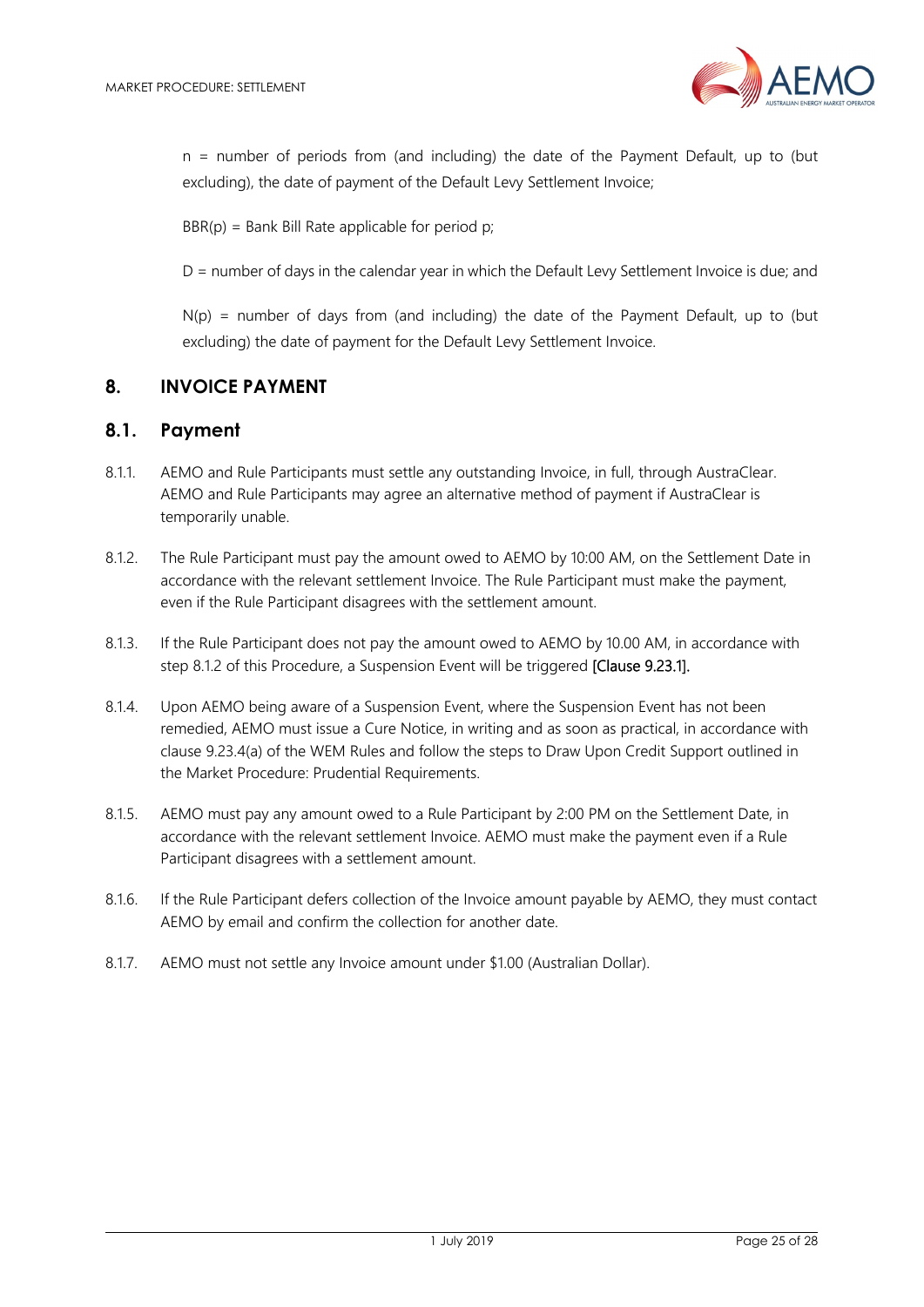n = number of periods from (and including) the date of the Payment Default, up to (but excluding), the date of payment of the Default Levy Settlement Invoice;

$BBR(p)$ = Bank Bill Rate applicable for period p;

D = number of days in the calendar year in which the Default Levy Settlement Invoice is due; and

$N(p)$ = number of days from (and including) the date of the Payment Default, up to (but excluding) the date of payment for the Default Levy Settlement Invoice.

## 8. INVOICE PAYMENT

### 8.1. Payment

8.1.1. AEMO and Rule Participants must settle any outstanding Invoice, in full, through AustraClear. AEMO and Rule Participants may agree an alternative method of payment if AustraClear is temporarily unable.

8.1.2. The Rule Participant must pay the amount owed to AEMO by 10:00 AM, on the Settlement Date in accordance with the relevant settlement Invoice. The Rule Participant must make the payment, even if the Rule Participant disagrees with the settlement amount.

8.1.3. If the Rule Participant does not pay the amount owed to AEMO by 10.00 AM, in accordance with step 8.1.2 of this Procedure, a Suspension Event will be triggered [Clause 9.23.1].

8.1.4. Upon AEMO being aware of a Suspension Event, where the Suspension Event has not been remedied, AEMO must issue a Cure Notice, in writing and as soon as practical, in accordance with clause 9.23.4(a) of the WEM Rules and follow the steps to Draw Upon Credit Support outlined in the Market Procedure: Prudential Requirements.

8.1.5. AEMO must pay any amount owed to a Rule Participant by 2:00 PM on the Settlement Date, in accordance with the relevant settlement Invoice. AEMO must make the payment even if a Rule Participant disagrees with a settlement amount.

8.1.6. If the Rule Participant defers collection of the Invoice amount payable by AEMO, they must contact AEMO by email and confirm the collection for another date.

8.1.7. AEMO must not settle any Invoice amount under $1.00 (Australian Dollar).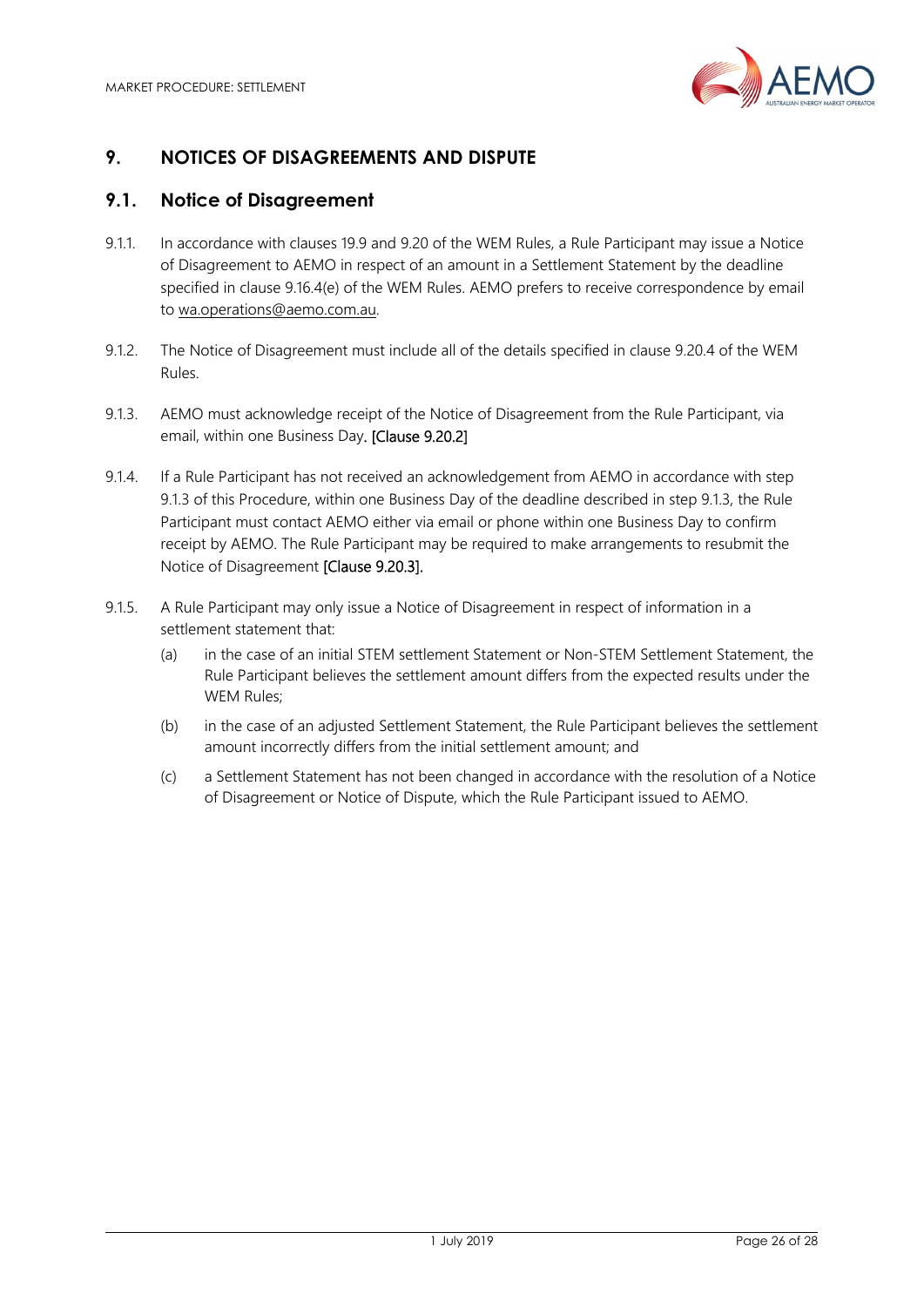## 9. NOTICES OF DISAGREEMENTS AND DISPUTE

### 9.1. Notice of Disagreement

9.1.1. In accordance with clauses 19.9 and 9.20 of the WEM Rules, a Rule Participant may issue a Notice of Disagreement to AEMO in respect of an amount in a Settlement Statement by the deadline specified in clause 9.16.4(e) of the WEM Rules. AEMO prefers to receive correspondence by email to wa.operations@aemo.com.au.

9.1.2. The Notice of Disagreement must include all of the details specified in clause 9.20.4 of the WEM Rules.

9.1.3. AEMO must acknowledge receipt of the Notice of Disagreement from the Rule Participant, via email, within one Business Day. [Clause 9.20.2]

9.1.4. If a Rule Participant has not received an acknowledgement from AEMO in accordance with step 9.1.3 of this Procedure, within one Business Day of the deadline described in step 9.1.3, the Rule Participant must contact AEMO either via email or phone within one Business Day to confirm receipt by AEMO. The Rule Participant may be required to make arrangements to resubmit the Notice of Disagreement [Clause 9.20.3].

9.1.5. A Rule Participant may only issue a Notice of Disagreement in respect of information in a settlement statement that:

(a) in the case of an initial STEM settlement Statement or Non-STEM Settlement Statement, the Rule Participant believes the settlement amount differs from the expected results under the WEM Rules;

(b) in the case of an adjusted Settlement Statement, the Rule Participant believes the settlement amount incorrectly differs from the initial settlement amount; and

(c) a Settlement Statement has not been changed in accordance with the resolution of a Notice of Disagreement or Notice of Dispute, which the Rule Participant issued to AEMO.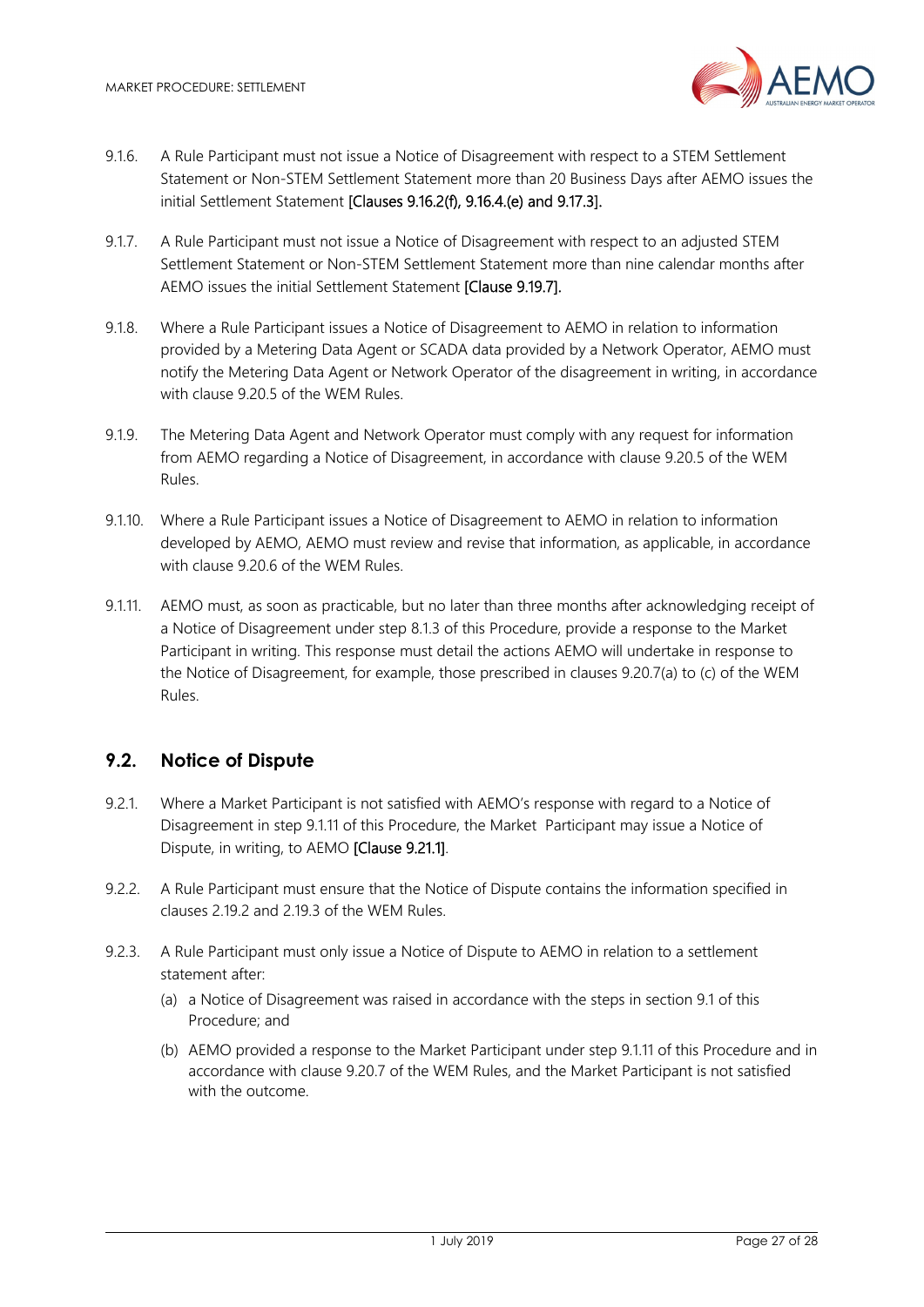9.1.6. A Rule Participant must not issue a Notice of Disagreement with respect to a STEM Settlement Statement or Non-STEM Settlement Statement more than 20 Business Days after AEMO issues the initial Settlement Statement **[Clauses 9.16.2(f), 9.16.4.(e) and 9.17.3].**

9.1.7. A Rule Participant must not issue a Notice of Disagreement with respect to an adjusted STEM Settlement Statement or Non-STEM Settlement Statement more than nine calendar months after AEMO issues the initial Settlement Statement **[Clause 9.19.7].**

9.1.8. Where a Rule Participant issues a Notice of Disagreement to AEMO in relation to information provided by a Metering Data Agent or SCADA data provided by a Network Operator, AEMO must notify the Metering Data Agent or Network Operator of the disagreement in writing, in accordance with clause 9.20.5 of the WEM Rules.

9.1.9. The Metering Data Agent and Network Operator must comply with any request for information from AEMO regarding a Notice of Disagreement, in accordance with clause 9.20.5 of the WEM Rules.

9.1.10. Where a Rule Participant issues a Notice of Disagreement to AEMO in relation to information developed by AEMO, AEMO must review and revise that information, as applicable, in accordance with clause 9.20.6 of the WEM Rules.

9.1.11. AEMO must, as soon as practicable, but no later than three months after acknowledging receipt of a Notice of Disagreement under step 8.1.3 of this Procedure, provide a response to the Market Participant in writing. This response must detail the actions AEMO will undertake in response to the Notice of Disagreement, for example, those prescribed in clauses 9.20.7(a) to (c) of the WEM Rules.

## 9.2. Notice of Dispute

9.2.1. Where a Market Participant is not satisfied with AEMO's response with regard to a Notice of Disagreement in step 9.1.11 of this Procedure, the Market Participant may issue a Notice of Dispute, in writing, to AEMO **[Clause 9.21.1]**.

9.2.2. A Rule Participant must ensure that the Notice of Dispute contains the information specified in clauses 2.19.2 and 2.19.3 of the WEM Rules.

9.2.3. A Rule Participant must only issue a Notice of Dispute to AEMO in relation to a settlement statement after:

(a) a Notice of Disagreement was raised in accordance with the steps in section 9.1 of this Procedure; and

(b) AEMO provided a response to the Market Participant under step 9.1.11 of this Procedure and in accordance with clause 9.20.7 of the WEM Rules, and the Market Participant is not satisfied with the outcome.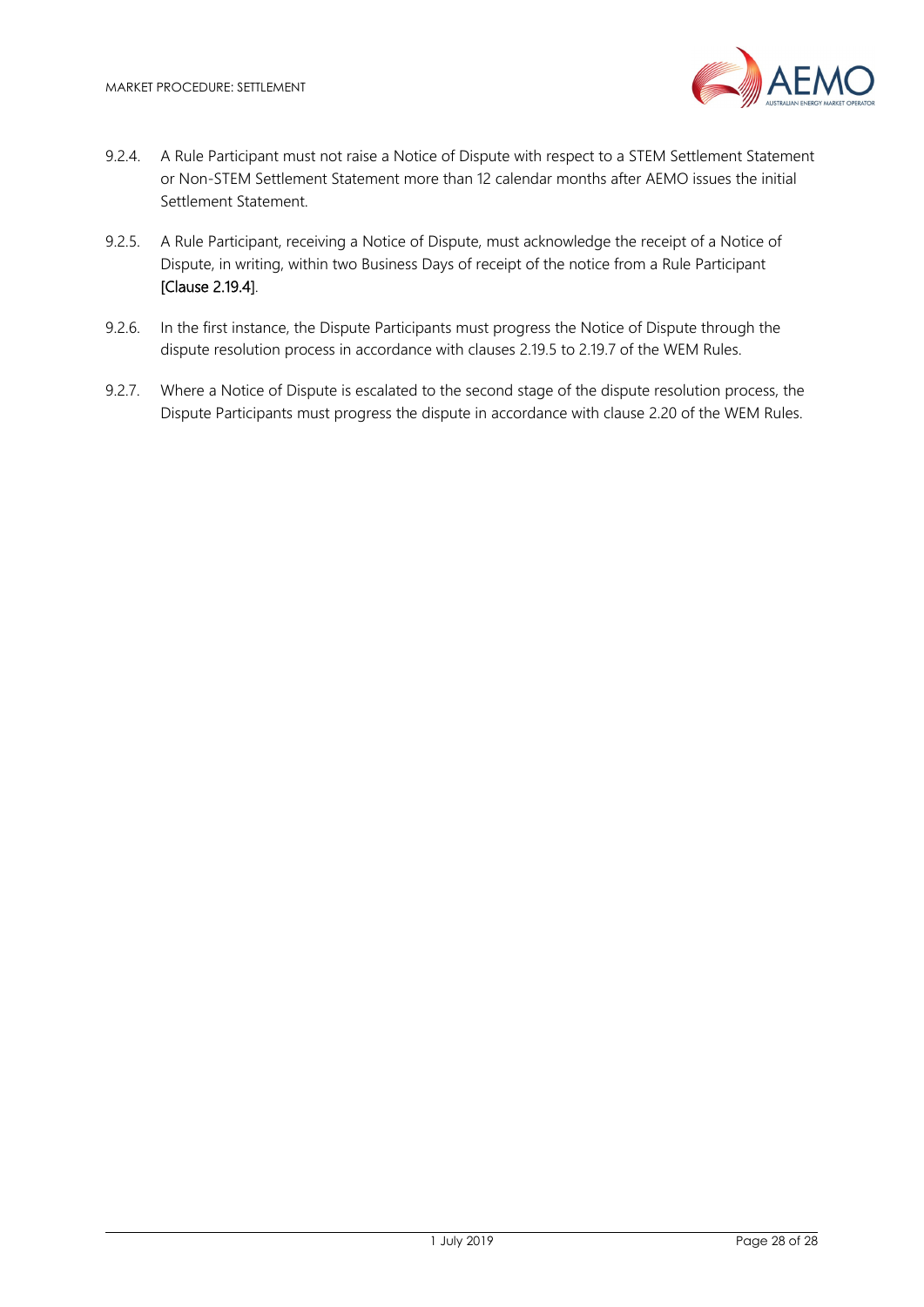9.2.4. A Rule Participant must not raise a Notice of Dispute with respect to a STEM Settlement Statement or Non-STEM Settlement Statement more than 12 calendar months after AEMO issues the initial Settlement Statement.

9.2.5. A Rule Participant, receiving a Notice of Dispute, must acknowledge the receipt of a Notice of Dispute, in writing, within two Business Days of receipt of the notice from a Rule Participant [Clause 2.19.4].

9.2.6. In the first instance, the Dispute Participants must progress the Notice of Dispute through the dispute resolution process in accordance with clauses 2.19.5 to 2.19.7 of the WEM Rules.

9.2.7. Where a Notice of Dispute is escalated to the second stage of the dispute resolution process, the Dispute Participants must progress the dispute in accordance with clause 2.20 of the WEM Rules.